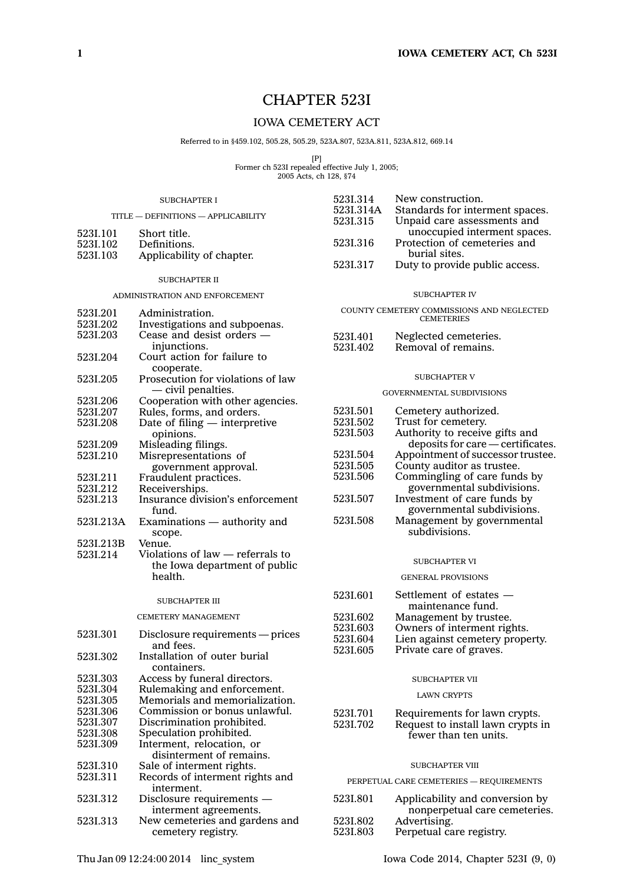# CHAPTER 523I

## IOWA CEMETERY ACT

Referred to in §459.102, 505.28, 505.29, 523A.807, 523A.811, 523A.812, 669.14

[P]
Former ch 523I repealed effective July 1, 2005;
2005 Acts, ch 128, §74

SUBCHAPTER I

TITLE — DEFINITIONS — APPLICABILITY

- 523I.101 Short title.
- 523I.102 Definitions.
- 523I.103 Applicability of chapter.

SUBCHAPTER II

ADMINISTRATION AND ENFORCEMENT

- 523I.201 Administration.
- 523I.202 Investigations and subpoenas.
- 523I.203 Cease and desist orders — injunctions.
- 523I.204 Court action for failure to cooperate.
- 523I.205 Prosecution for violations of law — civil penalties.
- 523I.206 Cooperation with other agencies.
- 523I.207 Rules, forms, and orders.
- 523I.208 Date of filing — interpretive opinions.
- 523I.209 Misleading filings.
- 523I.210 Misrepresentations of government approval.
- 523I.211 Fraudulent practices.
- 523I.212 Receiverships.
- 523I.213 Insurance division's enforcement fund.
- 523I.213A Examinations — authority and scope.
- 523I.213B Venue.
- 523I.214 Violations of law — referrals to the Iowa department of public health.

SUBCHAPTER III

CEMETERY MANAGEMENT

- 523I.301 Disclosure requirements — prices and fees.
- 523I.302 Installation of outer burial containers.
- 523I.303 Access by funeral directors.
- 523I.304 Rulemaking and enforcement.
- 523I.305 Memorials and memorialization.
- 523I.306 Commission or bonus unlawful.
- 523I.307 Discrimination prohibited.
- 523I.308 Speculation prohibited.
- 523I.309 Interment, relocation, or disinterment of remains.
- 523I.310 Sale of interment rights.
- 523I.311 Records of interment rights and interment.
- 523I.312 Disclosure requirements — interment agreements.
- 523I.313 New cemeteries and gardens and cemetery registry.
- 523I.314 New construction.
- 523I.314A Standards for interment spaces.
- 523I.315 Unpaid care assessments and unoccupied interment spaces.
- 523I.316 Protection of cemeteries and burial sites.
- 523I.317 Duty to provide public access.

SUBCHAPTER IV

COUNTY CEMETERY COMMISSIONS AND NEGLECTED CEMETERIES

- 523I.401 Neglected cemeteries.
- 523I.402 Removal of remains.

SUBCHAPTER V

GOVERNMENTAL SUBDIVISIONS

- 523I.501 Cemetery authorized.
- 523I.502 Trust for cemetery.
- 523I.503 Authority to receive gifts and deposits for care — certificates.
- 523I.504 Appointment of successor trustee.
- 523I.505 County auditor as trustee.
- 523I.506 Commingling of care funds by governmental subdivisions.
- 523I.507 Investment of care funds by governmental subdivisions.
- 523I.508 Management by governmental subdivisions.

SUBCHAPTER VI

GENERAL PROVISIONS

- 523I.601 Settlement of estates — maintenance fund.
- 523I.602 Management by trustee.
- 523I.603 Owners of interment rights.
- 523I.604 Lien against cemetery property.
- 523I.605 Private care of graves.

SUBCHAPTER VII

LAWN CRYPTS

- 523I.701 Requirements for lawn crypts.
- 523I.702 Request to install lawn crypts in fewer than ten units.

SUBCHAPTER VIII

PERPETUAL CARE CEMETERIES — REQUIREMENTS

- 523I.801 Applicability and conversion by nonperpetual care cemeteries.
- 523I.802 Advertising.
- 523I.803 Perpetual care registry.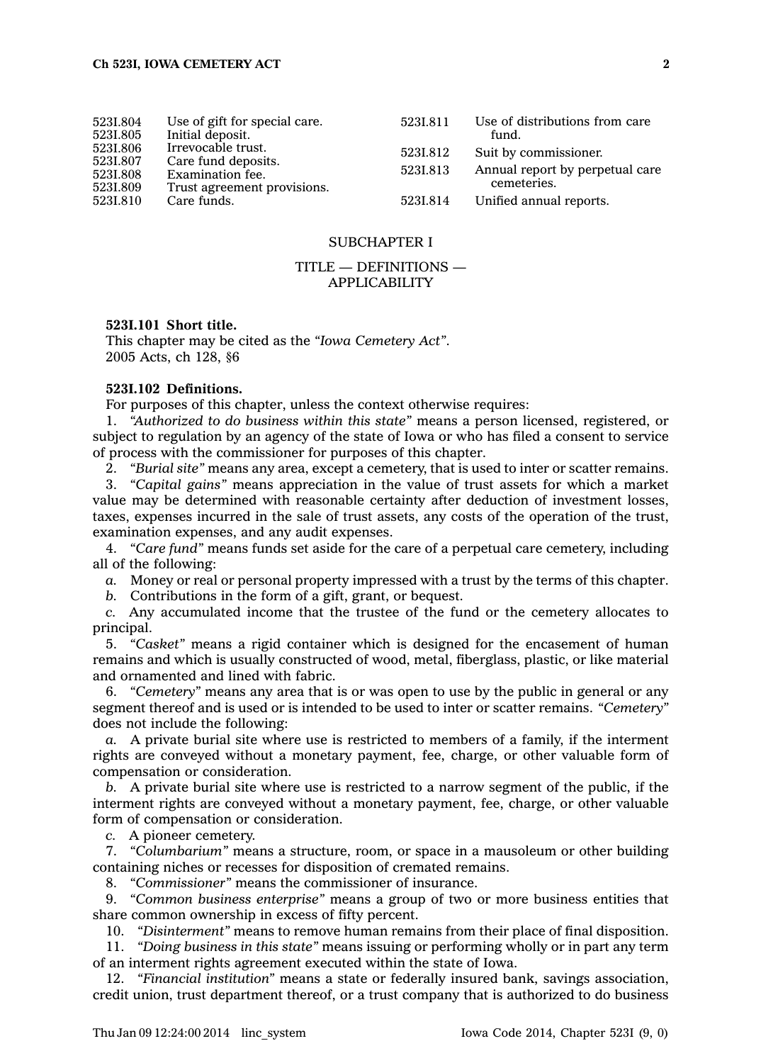| | | | |
|---|---|---|---|
| 523I.804 | Use of gift for special care. | 523I.811 | Use of distributions from care fund. |
| 523I.805 | Initial deposit. | 523I.812 | Suit by commissioner. |
| 523I.806 | Irrevocable trust. | 523I.813 | Annual report by perpetual care cemeteries. |
| 523I.807 | Care fund deposits. | 523I.814 | Unified annual reports. |
| 523I.808 | Examination fee. | | |
| 523I.809 | Trust agreement provisions. | | |
| 523I.810 | Care funds. | | |

## SUBCHAPTER I

## TITLE — DEFINITIONS — APPLICABILITY

**523I.101 Short title.**

This chapter may be cited as the *"Iowa Cemetery Act"*.

2005 Acts, ch 128, §6

**523I.102 Definitions.**

For purposes of this chapter, unless the context otherwise requires:

1. *"Authorized to do business within this state"* means a person licensed, registered, or subject to regulation by an agency of the state of Iowa or who has filed a consent to service of process with the commissioner for purposes of this chapter.

2. *"Burial site"* means any area, except a cemetery, that is used to inter or scatter remains.

3. *"Capital gains"* means appreciation in the value of trust assets for which a market value may be determined with reasonable certainty after deduction of investment losses, taxes, expenses incurred in the sale of trust assets, any costs of the operation of the trust, examination expenses, and any audit expenses.

4. *"Care fund"* means funds set aside for the care of a perpetual care cemetery, including all of the following:

*a.* Money or real or personal property impressed with a trust by the terms of this chapter.

*b.* Contributions in the form of a gift, grant, or bequest.

*c.* Any accumulated income that the trustee of the fund or the cemetery allocates to principal.

5. *"Casket"* means a rigid container which is designed for the encasement of human remains and which is usually constructed of wood, metal, fiberglass, plastic, or like material and ornamented and lined with fabric.

6. *"Cemetery"* means any area that is or was open to use by the public in general or any segment thereof and is used or is intended to be used to inter or scatter remains. *"Cemetery"* does not include the following:

*a.* A private burial site where use is restricted to members of a family, if the interment rights are conveyed without a monetary payment, fee, charge, or other valuable form of compensation or consideration.

*b.* A private burial site where use is restricted to a narrow segment of the public, if the interment rights are conveyed without a monetary payment, fee, charge, or other valuable form of compensation or consideration.

*c.* A pioneer cemetery.

7. *"Columbarium"* means a structure, room, or space in a mausoleum or other building containing niches or recesses for disposition of cremated remains.

8. *"Commissioner"* means the commissioner of insurance.

9. *"Common business enterprise"* means a group of two or more business entities that share common ownership in excess of fifty percent.

10. *"Disinterment"* means to remove human remains from their place of final disposition.

11. *"Doing business in this state"* means issuing or performing wholly or in part any term of an interment rights agreement executed within the state of Iowa.

12. *"Financial institution"* means a state or federally insured bank, savings association, credit union, trust department thereof, or a trust company that is authorized to do business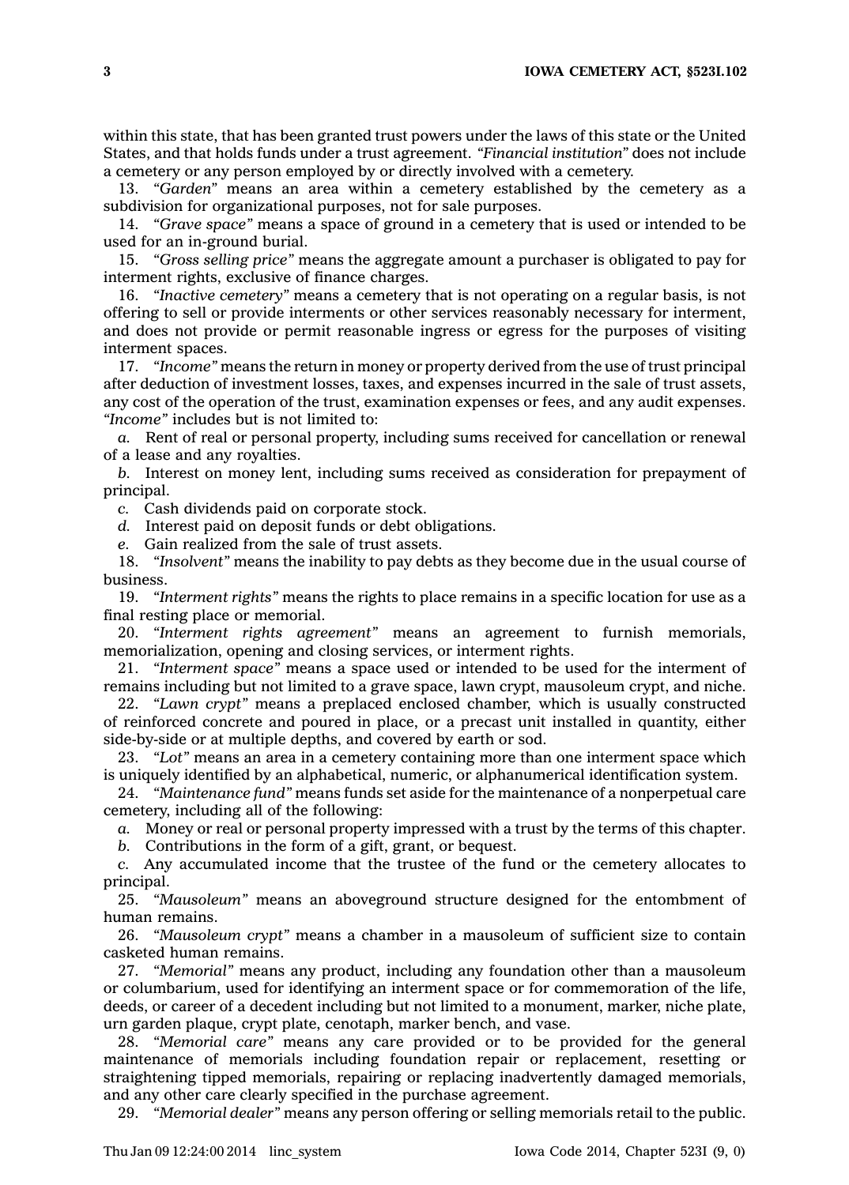within this state, that has been granted trust powers under the laws of this state or the United States, and that holds funds under a trust agreement. *"Financial institution"* does not include a cemetery or any person employed by or directly involved with a cemetery.

13. *"Garden"* means an area within a cemetery established by the cemetery as a subdivision for organizational purposes, not for sale purposes.

14. *"Grave space"* means a space of ground in a cemetery that is used or intended to be used for an in-ground burial.

15. *"Gross selling price"* means the aggregate amount a purchaser is obligated to pay for interment rights, exclusive of finance charges.

16. *"Inactive cemetery"* means a cemetery that is not operating on a regular basis, is not offering to sell or provide interments or other services reasonably necessary for interment, and does not provide or permit reasonable ingress or egress for the purposes of visiting interment spaces.

17. *"Income"* means the return in money or property derived from the use of trust principal after deduction of investment losses, taxes, and expenses incurred in the sale of trust assets, any cost of the operation of the trust, examination expenses or fees, and any audit expenses. *"Income"* includes but is not limited to:

*a.* Rent of real or personal property, including sums received for cancellation or renewal of a lease and any royalties.

*b.* Interest on money lent, including sums received as consideration for prepayment of principal.

*c.* Cash dividends paid on corporate stock.

*d.* Interest paid on deposit funds or debt obligations.

*e.* Gain realized from the sale of trust assets.

18. *"Insolvent"* means the inability to pay debts as they become due in the usual course of business.

19. *"Interment rights"* means the rights to place remains in a specific location for use as a final resting place or memorial.

20. *"Interment rights agreement"* means an agreement to furnish memorials, memorialization, opening and closing services, or interment rights.

21. *"Interment space"* means a space used or intended to be used for the interment of remains including but not limited to a grave space, lawn crypt, mausoleum crypt, and niche.

22. *"Lawn crypt"* means a preplaced enclosed chamber, which is usually constructed of reinforced concrete and poured in place, or a precast unit installed in quantity, either side-by-side or at multiple depths, and covered by earth or sod.

23. *"Lot"* means an area in a cemetery containing more than one interment space which is uniquely identified by an alphabetical, numeric, or alphanumerical identification system.

24. *"Maintenance fund"* means funds set aside for the maintenance of a nonperpetual care cemetery, including all of the following:

*a.* Money or real or personal property impressed with a trust by the terms of this chapter.

*b.* Contributions in the form of a gift, grant, or bequest.

*c.* Any accumulated income that the trustee of the fund or the cemetery allocates to principal.

25. *"Mausoleum"* means an aboveground structure designed for the entombment of human remains.

26. *"Mausoleum crypt"* means a chamber in a mausoleum of sufficient size to contain casketed human remains.

27. *"Memorial"* means any product, including any foundation other than a mausoleum or columbarium, used for identifying an interment space or for commemoration of the life, deeds, or career of a decedent including but not limited to a monument, marker, niche plate, urn garden plaque, crypt plate, cenotaph, marker bench, and vase.

28. *"Memorial care"* means any care provided or to be provided for the general maintenance of memorials including foundation repair or replacement, resetting or straightening tipped memorials, repairing or replacing inadvertently damaged memorials, and any other care clearly specified in the purchase agreement.

29. *"Memorial dealer"* means any person offering or selling memorials retail to the public.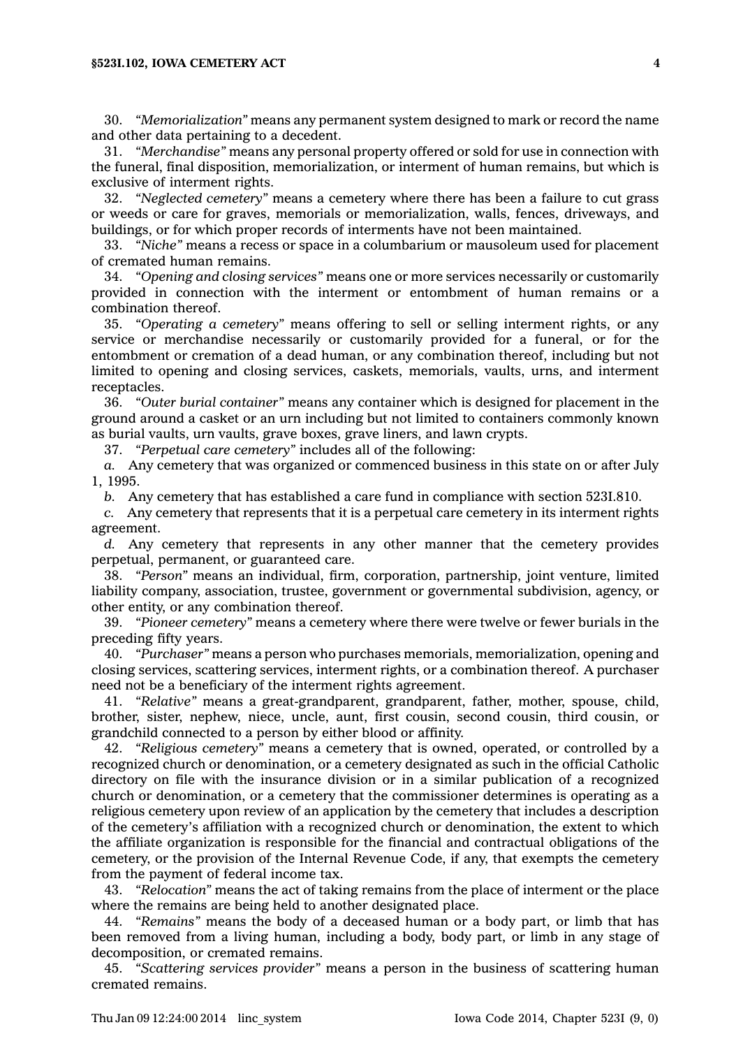30. *"Memorialization"* means any permanent system designed to mark or record the name and other data pertaining to a decedent.

31. *"Merchandise"* means any personal property offered or sold for use in connection with the funeral, final disposition, memorialization, or interment of human remains, but which is exclusive of interment rights.

32. *"Neglected cemetery"* means a cemetery where there has been a failure to cut grass or weeds or care for graves, memorials or memorialization, walls, fences, driveways, and buildings, or for which proper records of interments have not been maintained.

33. *"Niche"* means a recess or space in a columbarium or mausoleum used for placement of cremated human remains.

34. *"Opening and closing services"* means one or more services necessarily or customarily provided in connection with the interment or entombment of human remains or a combination thereof.

35. *"Operating a cemetery"* means offering to sell or selling interment rights, or any service or merchandise necessarily or customarily provided for a funeral, or for the entombment or cremation of a dead human, or any combination thereof, including but not limited to opening and closing services, caskets, memorials, vaults, urns, and interment receptacles.

36. *"Outer burial container"* means any container which is designed for placement in the ground around a casket or an urn including but not limited to containers commonly known as burial vaults, urn vaults, grave boxes, grave liners, and lawn crypts.

37. *"Perpetual care cemetery"* includes all of the following:

*a.* Any cemetery that was organized or commenced business in this state on or after July 1, 1995.

*b.* Any cemetery that has established a care fund in compliance with section 523I.810.

*c.* Any cemetery that represents that it is a perpetual care cemetery in its interment rights agreement.

*d.* Any cemetery that represents in any other manner that the cemetery provides perpetual, permanent, or guaranteed care.

38. *"Person"* means an individual, firm, corporation, partnership, joint venture, limited liability company, association, trustee, government or governmental subdivision, agency, or other entity, or any combination thereof.

39. *"Pioneer cemetery"* means a cemetery where there were twelve or fewer burials in the preceding fifty years.

40. *"Purchaser"* means a person who purchases memorials, memorialization, opening and closing services, scattering services, interment rights, or a combination thereof. A purchaser need not be a beneficiary of the interment rights agreement.

41. *"Relative"* means a great-grandparent, grandparent, father, mother, spouse, child, brother, sister, nephew, niece, uncle, aunt, first cousin, second cousin, third cousin, or grandchild connected to a person by either blood or affinity.

42. *"Religious cemetery"* means a cemetery that is owned, operated, or controlled by a recognized church or denomination, or a cemetery designated as such in the official Catholic directory on file with the insurance division or in a similar publication of a recognized church or denomination, or a cemetery that the commissioner determines is operating as a religious cemetery upon review of an application by the cemetery that includes a description of the cemetery's affiliation with a recognized church or denomination, the extent to which the affiliate organization is responsible for the financial and contractual obligations of the cemetery, or the provision of the Internal Revenue Code, if any, that exempts the cemetery from the payment of federal income tax.

43. *"Relocation"* means the act of taking remains from the place of interment or the place where the remains are being held to another designated place.

44. *"Remains"* means the body of a deceased human or a body part, or limb that has been removed from a living human, including a body, body part, or limb in any stage of decomposition, or cremated remains.

45. *"Scattering services provider"* means a person in the business of scattering human cremated remains.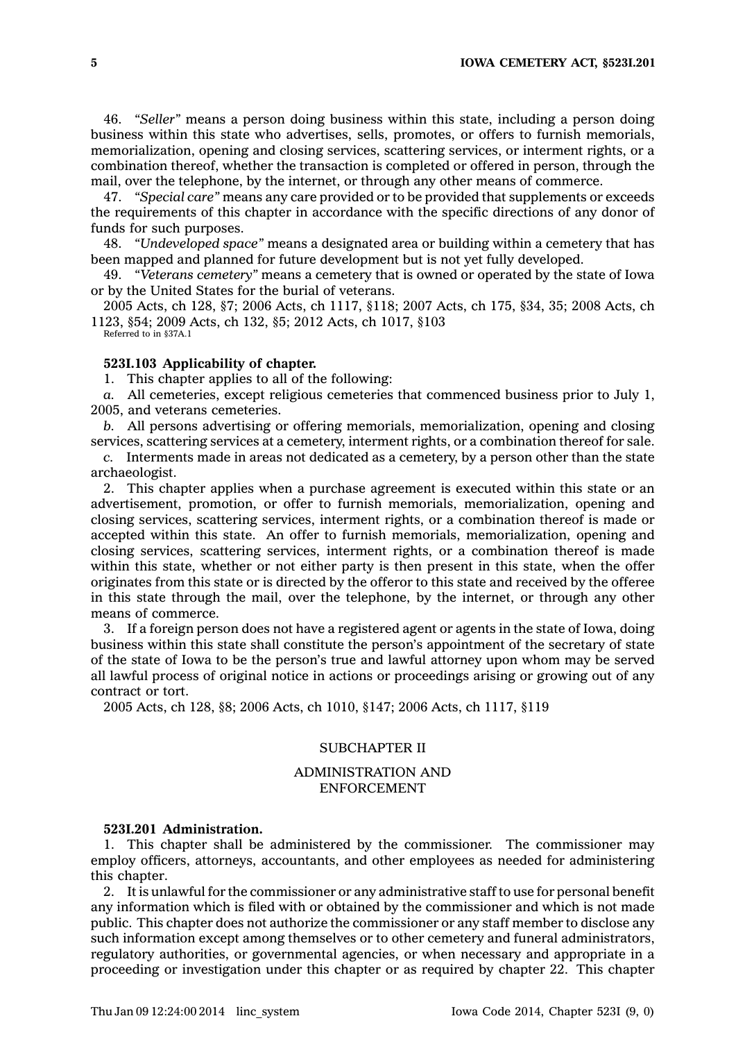46. *"Seller"* means a person doing business within this state, including a person doing business within this state who advertises, sells, promotes, or offers to furnish memorials, memorialization, opening and closing services, scattering services, or interment rights, or a combination thereof, whether the transaction is completed or offered in person, through the mail, over the telephone, by the internet, or through any other means of commerce.

47. *"Special care"* means any care provided or to be provided that supplements or exceeds the requirements of this chapter in accordance with the specific directions of any donor of funds for such purposes.

48. *"Undeveloped space"* means a designated area or building within a cemetery that has been mapped and planned for future development but is not yet fully developed.

49. *"Veterans cemetery"* means a cemetery that is owned or operated by the state of Iowa or by the United States for the burial of veterans.

2005 Acts, ch 128, §7; 2006 Acts, ch 1117, §118; 2007 Acts, ch 175, §34, 35; 2008 Acts, ch 1123, §54; 2009 Acts, ch 132, §5; 2012 Acts, ch 1017, §103
Referred to in §37A.1

**523I.103 Applicability of chapter.**

1. This chapter applies to all of the following:

*a.* All cemeteries, except religious cemeteries that commenced business prior to July 1, 2005, and veterans cemeteries.

*b.* All persons advertising or offering memorials, memorialization, opening and closing services, scattering services at a cemetery, interment rights, or a combination thereof for sale.

*c.* Interments made in areas not dedicated as a cemetery, by a person other than the state archaeologist.

2. This chapter applies when a purchase agreement is executed within this state or an advertisement, promotion, or offer to furnish memorials, memorialization, opening and closing services, scattering services, interment rights, or a combination thereof is made or accepted within this state. An offer to furnish memorials, memorialization, opening and closing services, scattering services, interment rights, or a combination thereof is made within this state, whether or not either party is then present in this state, when the offer originates from this state or is directed by the offeror to this state and received by the offeree in this state through the mail, over the telephone, by the internet, or through any other means of commerce.

3. If a foreign person does not have a registered agent or agents in the state of Iowa, doing business within this state shall constitute the person's appointment of the secretary of state of the state of Iowa to be the person's true and lawful attorney upon whom may be served all lawful process of original notice in actions or proceedings arising or growing out of any contract or tort.

2005 Acts, ch 128, §8; 2006 Acts, ch 1010, §147; 2006 Acts, ch 1117, §119

## SUBCHAPTER II

## ADMINISTRATION AND ENFORCEMENT

**523I.201 Administration.**

1. This chapter shall be administered by the commissioner. The commissioner may employ officers, attorneys, accountants, and other employees as needed for administering this chapter.

2. It is unlawful for the commissioner or any administrative staff to use for personal benefit any information which is filed with or obtained by the commissioner and which is not made public. This chapter does not authorize the commissioner or any staff member to disclose any such information except among themselves or to other cemetery and funeral administrators, regulatory authorities, or governmental agencies, or when necessary and appropriate in a proceeding or investigation under this chapter or as required by chapter 22. This chapter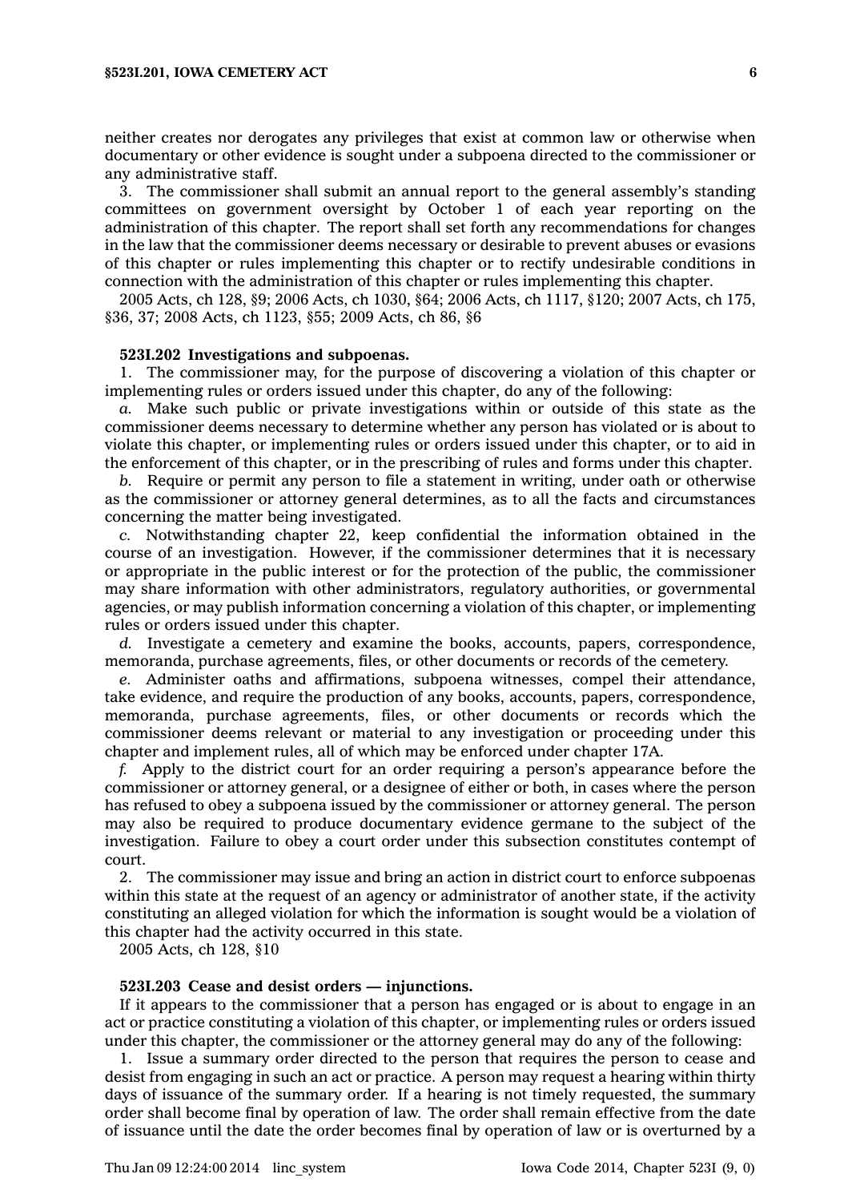neither creates nor derogates any privileges that exist at common law or otherwise when documentary or other evidence is sought under a subpoena directed to the commissioner or any administrative staff.

3. The commissioner shall submit an annual report to the general assembly's standing committees on government oversight by October 1 of each year reporting on the administration of this chapter. The report shall set forth any recommendations for changes in the law that the commissioner deems necessary or desirable to prevent abuses or evasions of this chapter or rules implementing this chapter or to rectify undesirable conditions in connection with the administration of this chapter or rules implementing this chapter.

2005 Acts, ch 128, §9; 2006 Acts, ch 1030, §64; 2006 Acts, ch 1117, §120; 2007 Acts, ch 175, §36, 37; 2008 Acts, ch 1123, §55; 2009 Acts, ch 86, §6

**523I.202 Investigations and subpoenas.**

1. The commissioner may, for the purpose of discovering a violation of this chapter or implementing rules or orders issued under this chapter, do any of the following:

*a.* Make such public or private investigations within or outside of this state as the commissioner deems necessary to determine whether any person has violated or is about to violate this chapter, or implementing rules or orders issued under this chapter, or to aid in the enforcement of this chapter, or in the prescribing of rules and forms under this chapter.

*b.* Require or permit any person to file a statement in writing, under oath or otherwise as the commissioner or attorney general determines, as to all the facts and circumstances concerning the matter being investigated.

*c.* Notwithstanding chapter 22, keep confidential the information obtained in the course of an investigation. However, if the commissioner determines that it is necessary or appropriate in the public interest or for the protection of the public, the commissioner may share information with other administrators, regulatory authorities, or governmental agencies, or may publish information concerning a violation of this chapter, or implementing rules or orders issued under this chapter.

*d.* Investigate a cemetery and examine the books, accounts, papers, correspondence, memoranda, purchase agreements, files, or other documents or records of the cemetery.

*e.* Administer oaths and affirmations, subpoena witnesses, compel their attendance, take evidence, and require the production of any books, accounts, papers, correspondence, memoranda, purchase agreements, files, or other documents or records which the commissioner deems relevant or material to any investigation or proceeding under this chapter and implement rules, all of which may be enforced under chapter 17A.

*f.* Apply to the district court for an order requiring a person's appearance before the commissioner or attorney general, or a designee of either or both, in cases where the person has refused to obey a subpoena issued by the commissioner or attorney general. The person may also be required to produce documentary evidence germane to the subject of the investigation. Failure to obey a court order under this subsection constitutes contempt of court.

2. The commissioner may issue and bring an action in district court to enforce subpoenas within this state at the request of an agency or administrator of another state, if the activity constituting an alleged violation for which the information is sought would be a violation of this chapter had the activity occurred in this state.

2005 Acts, ch 128, §10

**523I.203 Cease and desist orders — injunctions.**

If it appears to the commissioner that a person has engaged or is about to engage in an act or practice constituting a violation of this chapter, or implementing rules or orders issued under this chapter, the commissioner or the attorney general may do any of the following:

1. Issue a summary order directed to the person that requires the person to cease and desist from engaging in such an act or practice. A person may request a hearing within thirty days of issuance of the summary order. If a hearing is not timely requested, the summary order shall become final by operation of law. The order shall remain effective from the date of issuance until the date the order becomes final by operation of law or is overturned by a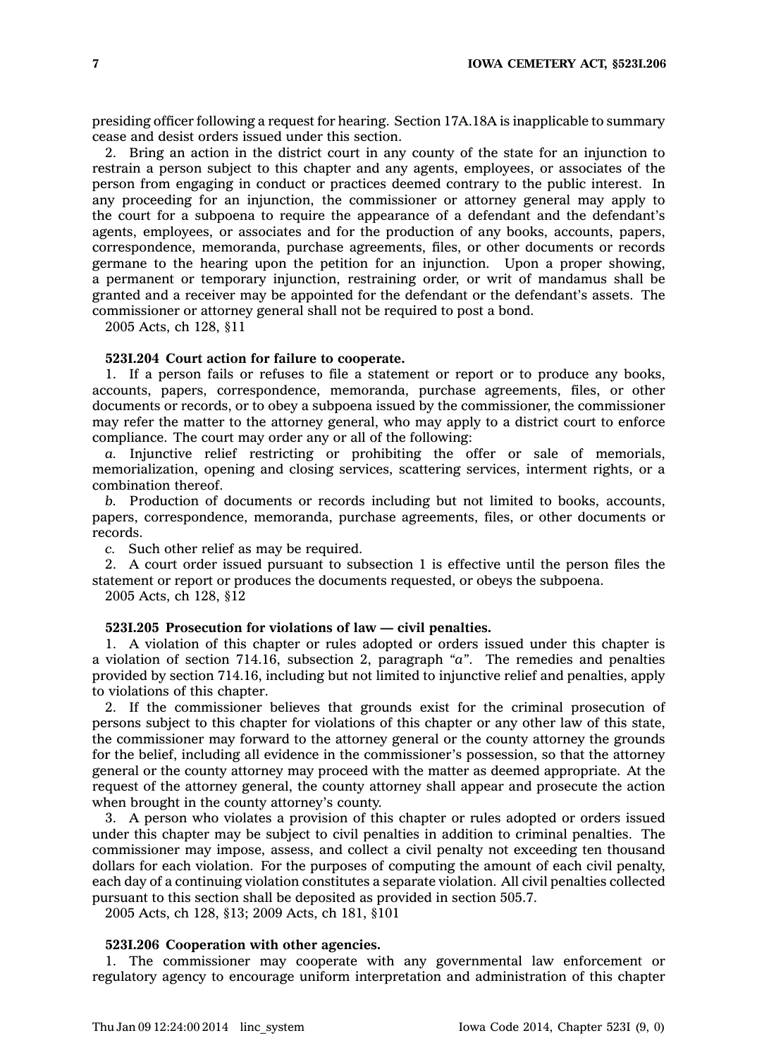presiding officer following a request for hearing. Section 17A.18A is inapplicable to summary cease and desist orders issued under this section.

2. Bring an action in the district court in any county of the state for an injunction to restrain a person subject to this chapter and any agents, employees, or associates of the person from engaging in conduct or practices deemed contrary to the public interest. In any proceeding for an injunction, the commissioner or attorney general may apply to the court for a subpoena to require the appearance of a defendant and the defendant's agents, employees, or associates and for the production of any books, accounts, papers, correspondence, memoranda, purchase agreements, files, or other documents or records germane to the hearing upon the petition for an injunction. Upon a proper showing, a permanent or temporary injunction, restraining order, or writ of mandamus shall be granted and a receiver may be appointed for the defendant or the defendant's assets. The commissioner or attorney general shall not be required to post a bond.

2005 Acts, ch 128, §11

**523I.204 Court action for failure to cooperate.**

1. If a person fails or refuses to file a statement or report or to produce any books, accounts, papers, correspondence, memoranda, purchase agreements, files, or other documents or records, or to obey a subpoena issued by the commissioner, the commissioner may refer the matter to the attorney general, who may apply to a district court to enforce compliance. The court may order any or all of the following:

*a.* Injunctive relief restricting or prohibiting the offer or sale of memorials, memorialization, opening and closing services, scattering services, interment rights, or a combination thereof.

*b.* Production of documents or records including but not limited to books, accounts, papers, correspondence, memoranda, purchase agreements, files, or other documents or records.

*c.* Such other relief as may be required.

2. A court order issued pursuant to subsection 1 is effective until the person files the statement or report or produces the documents requested, or obeys the subpoena.

2005 Acts, ch 128, §12

**523I.205 Prosecution for violations of law — civil penalties.**

1. A violation of this chapter or rules adopted or orders issued under this chapter is a violation of section 714.16, subsection 2, paragraph *"a"*. The remedies and penalties provided by section 714.16, including but not limited to injunctive relief and penalties, apply to violations of this chapter.

2. If the commissioner believes that grounds exist for the criminal prosecution of persons subject to this chapter for violations of this chapter or any other law of this state, the commissioner may forward to the attorney general or the county attorney the grounds for the belief, including all evidence in the commissioner's possession, so that the attorney general or the county attorney may proceed with the matter as deemed appropriate. At the request of the attorney general, the county attorney shall appear and prosecute the action when brought in the county attorney's county.

3. A person who violates a provision of this chapter or rules adopted or orders issued under this chapter may be subject to civil penalties in addition to criminal penalties. The commissioner may impose, assess, and collect a civil penalty not exceeding ten thousand dollars for each violation. For the purposes of computing the amount of each civil penalty, each day of a continuing violation constitutes a separate violation. All civil penalties collected pursuant to this section shall be deposited as provided in section 505.7.

2005 Acts, ch 128, §13; 2009 Acts, ch 181, §101

**523I.206 Cooperation with other agencies.**

1. The commissioner may cooperate with any governmental law enforcement or regulatory agency to encourage uniform interpretation and administration of this chapter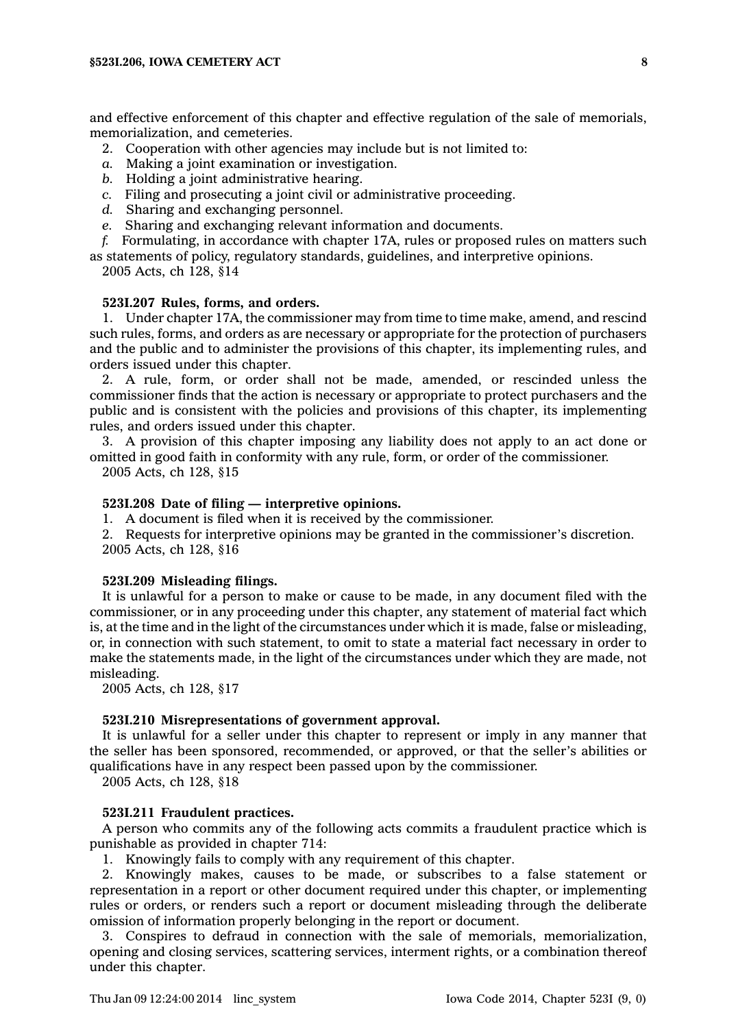and effective enforcement of this chapter and effective regulation of the sale of memorials, memorialization, and cemeteries.

2. Cooperation with other agencies may include but is not limited to:

*a.* Making a joint examination or investigation.

*b.* Holding a joint administrative hearing.

*c.* Filing and prosecuting a joint civil or administrative proceeding.

*d.* Sharing and exchanging personnel.

*e.* Sharing and exchanging relevant information and documents.

*f.* Formulating, in accordance with chapter 17A, rules or proposed rules on matters such as statements of policy, regulatory standards, guidelines, and interpretive opinions.

2005 Acts, ch 128, §14

**523I.207 Rules, forms, and orders.**

1. Under chapter 17A, the commissioner may from time to time make, amend, and rescind such rules, forms, and orders as are necessary or appropriate for the protection of purchasers and the public and to administer the provisions of this chapter, its implementing rules, and orders issued under this chapter.

2. A rule, form, or order shall not be made, amended, or rescinded unless the commissioner finds that the action is necessary or appropriate to protect purchasers and the public and is consistent with the policies and provisions of this chapter, its implementing rules, and orders issued under this chapter.

3. A provision of this chapter imposing any liability does not apply to an act done or omitted in good faith in conformity with any rule, form, or order of the commissioner.

2005 Acts, ch 128, §15

**523I.208 Date of filing — interpretive opinions.**

1. A document is filed when it is received by the commissioner.

2. Requests for interpretive opinions may be granted in the commissioner's discretion.

2005 Acts, ch 128, §16

**523I.209 Misleading filings.**

It is unlawful for a person to make or cause to be made, in any document filed with the commissioner, or in any proceeding under this chapter, any statement of material fact which is, at the time and in the light of the circumstances under which it is made, false or misleading, or, in connection with such statement, to omit to state a material fact necessary in order to make the statements made, in the light of the circumstances under which they are made, not misleading.

2005 Acts, ch 128, §17

**523I.210 Misrepresentations of government approval.**

It is unlawful for a seller under this chapter to represent or imply in any manner that the seller has been sponsored, recommended, or approved, or that the seller's abilities or qualifications have in any respect been passed upon by the commissioner.

2005 Acts, ch 128, §18

**523I.211 Fraudulent practices.**

A person who commits any of the following acts commits a fraudulent practice which is punishable as provided in chapter 714:

1. Knowingly fails to comply with any requirement of this chapter.

2. Knowingly makes, causes to be made, or subscribes to a false statement or representation in a report or other document required under this chapter, or implementing rules or orders, or renders such a report or document misleading through the deliberate omission of information properly belonging in the report or document.

3. Conspires to defraud in connection with the sale of memorials, memorialization, opening and closing services, scattering services, interment rights, or a combination thereof under this chapter.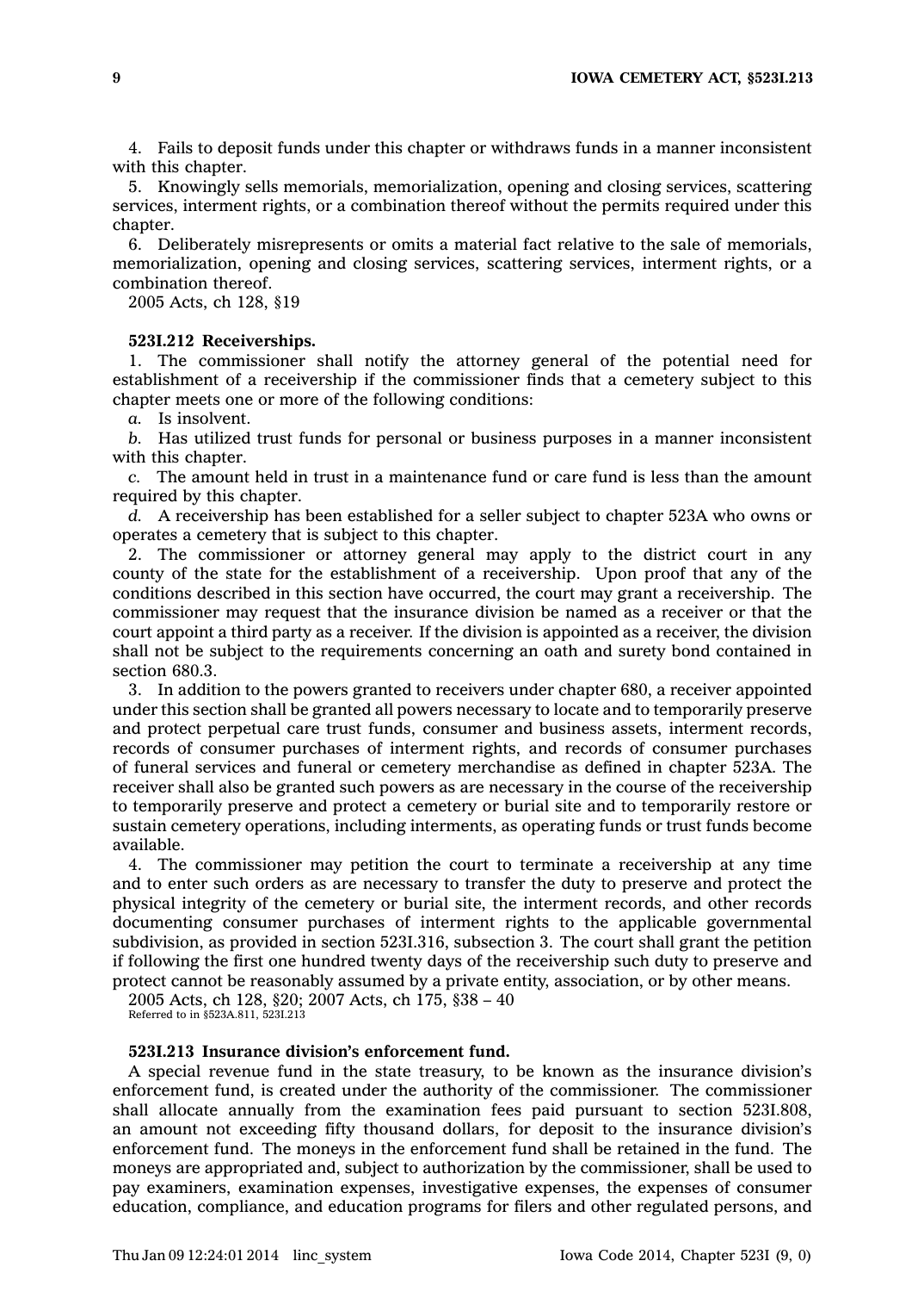4. Fails to deposit funds under this chapter or withdraws funds in a manner inconsistent with this chapter.

5. Knowingly sells memorials, memorialization, opening and closing services, scattering services, interment rights, or a combination thereof without the permits required under this chapter.

6. Deliberately misrepresents or omits a material fact relative to the sale of memorials, memorialization, opening and closing services, scattering services, interment rights, or a combination thereof.

2005 Acts, ch 128, §19

**523I.212 Receiverships.**

1. The commissioner shall notify the attorney general of the potential need for establishment of a receivership if the commissioner finds that a cemetery subject to this chapter meets one or more of the following conditions:

*a.* Is insolvent.

*b.* Has utilized trust funds for personal or business purposes in a manner inconsistent with this chapter.

*c.* The amount held in trust in a maintenance fund or care fund is less than the amount required by this chapter.

*d.* A receivership has been established for a seller subject to chapter 523A who owns or operates a cemetery that is subject to this chapter.

2. The commissioner or attorney general may apply to the district court in any county of the state for the establishment of a receivership. Upon proof that any of the conditions described in this section have occurred, the court may grant a receivership. The commissioner may request that the insurance division be named as a receiver or that the court appoint a third party as a receiver. If the division is appointed as a receiver, the division shall not be subject to the requirements concerning an oath and surety bond contained in section 680.3.

3. In addition to the powers granted to receivers under chapter 680, a receiver appointed under this section shall be granted all powers necessary to locate and to temporarily preserve and protect perpetual care trust funds, consumer and business assets, interment records, records of consumer purchases of interment rights, and records of consumer purchases of funeral services and funeral or cemetery merchandise as defined in chapter 523A. The receiver shall also be granted such powers as are necessary in the course of the receivership to temporarily preserve and protect a cemetery or burial site and to temporarily restore or sustain cemetery operations, including interments, as operating funds or trust funds become available.

4. The commissioner may petition the court to terminate a receivership at any time and to enter such orders as are necessary to transfer the duty to preserve and protect the physical integrity of the cemetery or burial site, the interment records, and other records documenting consumer purchases of interment rights to the applicable governmental subdivision, as provided in section 523I.316, subsection 3. The court shall grant the petition if following the first one hundred twenty days of the receivership such duty to preserve and protect cannot be reasonably assumed by a private entity, association, or by other means.

2005 Acts, ch 128, §20; 2007 Acts, ch 175, §38 – 40

Referred to in §523A.811, 523I.213

**523I.213 Insurance division's enforcement fund.**

A special revenue fund in the state treasury, to be known as the insurance division's enforcement fund, is created under the authority of the commissioner. The commissioner shall allocate annually from the examination fees paid pursuant to section 523I.808, an amount not exceeding fifty thousand dollars, for deposit to the insurance division's enforcement fund. The moneys in the enforcement fund shall be retained in the fund. The moneys are appropriated and, subject to authorization by the commissioner, shall be used to pay examiners, examination expenses, investigative expenses, the expenses of consumer education, compliance, and education programs for filers and other regulated persons, and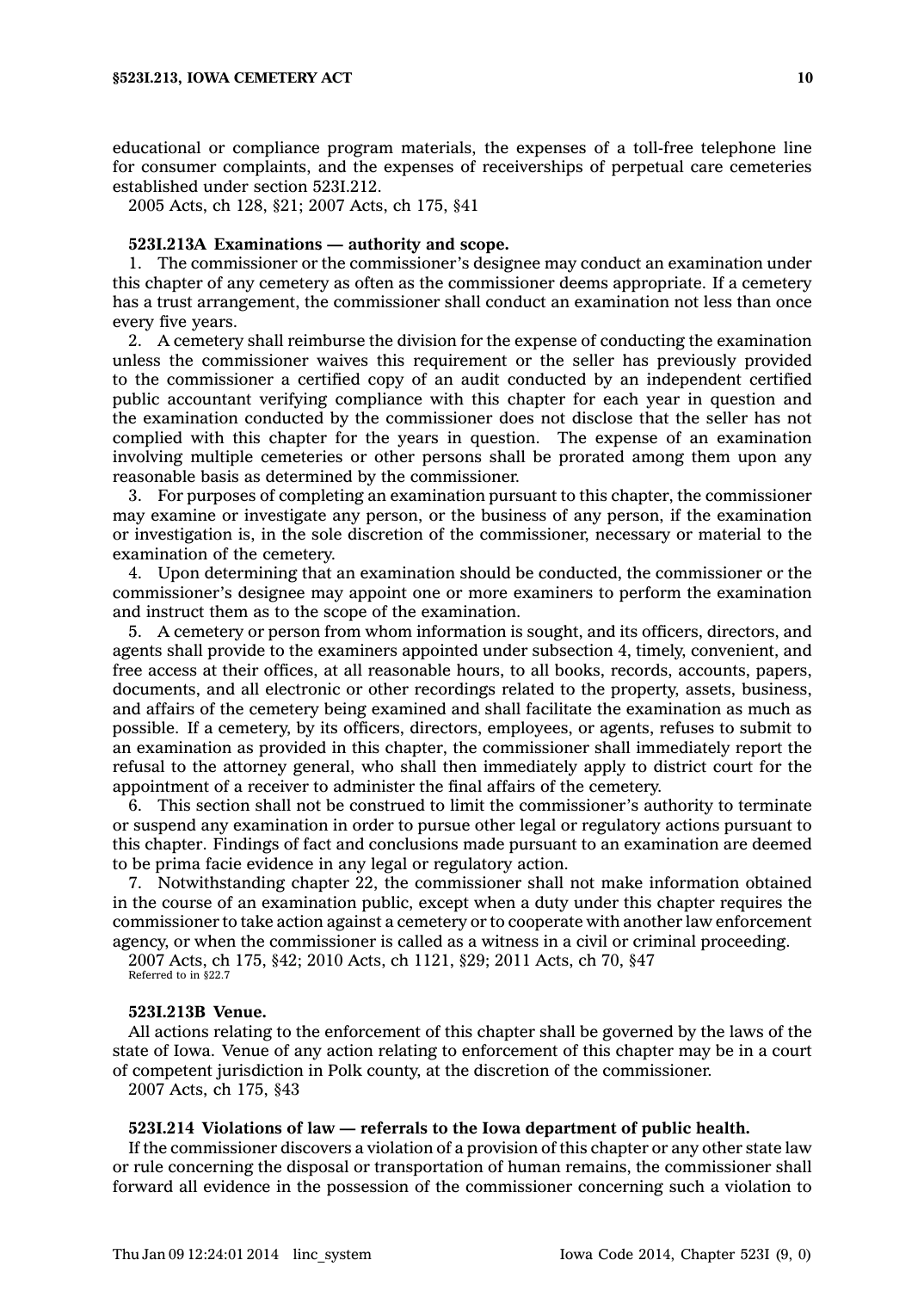educational or compliance program materials, the expenses of a toll-free telephone line for consumer complaints, and the expenses of receiverships of perpetual care cemeteries established under section 523I.212.

2005 Acts, ch 128, §21; 2007 Acts, ch 175, §41

**523I.213A Examinations — authority and scope.**

1. The commissioner or the commissioner's designee may conduct an examination under this chapter of any cemetery as often as the commissioner deems appropriate. If a cemetery has a trust arrangement, the commissioner shall conduct an examination not less than once every five years.

2. A cemetery shall reimburse the division for the expense of conducting the examination unless the commissioner waives this requirement or the seller has previously provided to the commissioner a certified copy of an audit conducted by an independent certified public accountant verifying compliance with this chapter for each year in question and the examination conducted by the commissioner does not disclose that the seller has not complied with this chapter for the years in question. The expense of an examination involving multiple cemeteries or other persons shall be prorated among them upon any reasonable basis as determined by the commissioner.

3. For purposes of completing an examination pursuant to this chapter, the commissioner may examine or investigate any person, or the business of any person, if the examination or investigation is, in the sole discretion of the commissioner, necessary or material to the examination of the cemetery.

4. Upon determining that an examination should be conducted, the commissioner or the commissioner's designee may appoint one or more examiners to perform the examination and instruct them as to the scope of the examination.

5. A cemetery or person from whom information is sought, and its officers, directors, and agents shall provide to the examiners appointed under subsection 4, timely, convenient, and free access at their offices, at all reasonable hours, to all books, records, accounts, papers, documents, and all electronic or other recordings related to the property, assets, business, and affairs of the cemetery being examined and shall facilitate the examination as much as possible. If a cemetery, by its officers, directors, employees, or agents, refuses to submit to an examination as provided in this chapter, the commissioner shall immediately report the refusal to the attorney general, who shall then immediately apply to district court for the appointment of a receiver to administer the final affairs of the cemetery.

6. This section shall not be construed to limit the commissioner's authority to terminate or suspend any examination in order to pursue other legal or regulatory actions pursuant to this chapter. Findings of fact and conclusions made pursuant to an examination are deemed to be prima facie evidence in any legal or regulatory action.

7. Notwithstanding chapter 22, the commissioner shall not make information obtained in the course of an examination public, except when a duty under this chapter requires the commissioner to take action against a cemetery or to cooperate with another law enforcement agency, or when the commissioner is called as a witness in a civil or criminal proceeding.

2007 Acts, ch 175, §42; 2010 Acts, ch 1121, §29; 2011 Acts, ch 70, §47
Referred to in §22.7

**523I.213B Venue.**

All actions relating to the enforcement of this chapter shall be governed by the laws of the state of Iowa. Venue of any action relating to enforcement of this chapter may be in a court of competent jurisdiction in Polk county, at the discretion of the commissioner.

2007 Acts, ch 175, §43

**523I.214 Violations of law — referrals to the Iowa department of public health.**

If the commissioner discovers a violation of a provision of this chapter or any other state law or rule concerning the disposal or transportation of human remains, the commissioner shall forward all evidence in the possession of the commissioner concerning such a violation to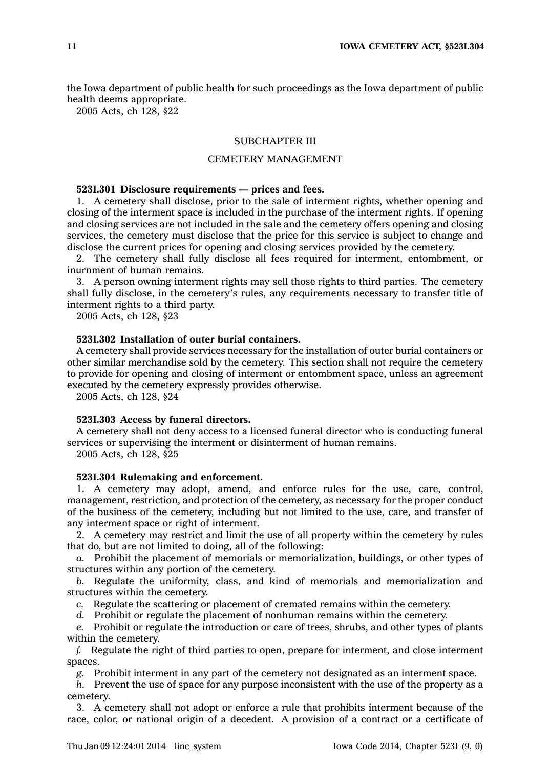the Iowa department of public health for such proceedings as the Iowa department of public health deems appropriate.

2005 Acts, ch 128, §22

## SUBCHAPTER III

## CEMETERY MANAGEMENT

**523I.301 Disclosure requirements — prices and fees.**

1. A cemetery shall disclose, prior to the sale of interment rights, whether opening and closing of the interment space is included in the purchase of the interment rights. If opening and closing services are not included in the sale and the cemetery offers opening and closing services, the cemetery must disclose that the price for this service is subject to change and disclose the current prices for opening and closing services provided by the cemetery.

2. The cemetery shall fully disclose all fees required for interment, entombment, or inurnment of human remains.

3. A person owning interment rights may sell those rights to third parties. The cemetery shall fully disclose, in the cemetery's rules, any requirements necessary to transfer title of interment rights to a third party.

2005 Acts, ch 128, §23

**523I.302 Installation of outer burial containers.**

A cemetery shall provide services necessary for the installation of outer burial containers or other similar merchandise sold by the cemetery. This section shall not require the cemetery to provide for opening and closing of interment or entombment space, unless an agreement executed by the cemetery expressly provides otherwise.

2005 Acts, ch 128, §24

**523I.303 Access by funeral directors.**

A cemetery shall not deny access to a licensed funeral director who is conducting funeral services or supervising the interment or disinterment of human remains.

2005 Acts, ch 128, §25

**523I.304 Rulemaking and enforcement.**

1. A cemetery may adopt, amend, and enforce rules for the use, care, control, management, restriction, and protection of the cemetery, as necessary for the proper conduct of the business of the cemetery, including but not limited to the use, care, and transfer of any interment space or right of interment.

2. A cemetery may restrict and limit the use of all property within the cemetery by rules that do, but are not limited to doing, all of the following:

*a.* Prohibit the placement of memorials or memorialization, buildings, or other types of structures within any portion of the cemetery.

*b.* Regulate the uniformity, class, and kind of memorials and memorialization and structures within the cemetery.

*c.* Regulate the scattering or placement of cremated remains within the cemetery.

*d.* Prohibit or regulate the placement of nonhuman remains within the cemetery.

*e.* Prohibit or regulate the introduction or care of trees, shrubs, and other types of plants within the cemetery.

*f.* Regulate the right of third parties to open, prepare for interment, and close interment spaces.

*g.* Prohibit interment in any part of the cemetery not designated as an interment space.

*h.* Prevent the use of space for any purpose inconsistent with the use of the property as a cemetery.

3. A cemetery shall not adopt or enforce a rule that prohibits interment because of the race, color, or national origin of a decedent. A provision of a contract or a certificate of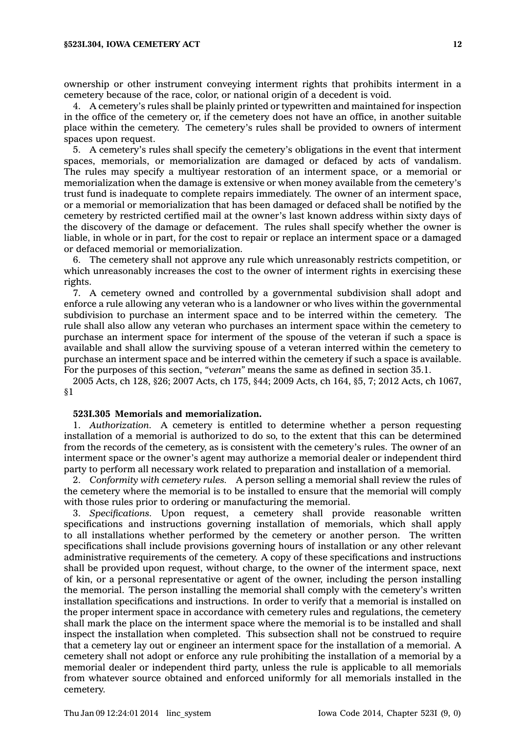ownership or other instrument conveying interment rights that prohibits interment in a cemetery because of the race, color, or national origin of a decedent is void.

4. A cemetery's rules shall be plainly printed or typewritten and maintained for inspection in the office of the cemetery or, if the cemetery does not have an office, in another suitable place within the cemetery. The cemetery's rules shall be provided to owners of interment spaces upon request.

5. A cemetery's rules shall specify the cemetery's obligations in the event that interment spaces, memorials, or memorialization are damaged or defaced by acts of vandalism. The rules may specify a multiyear restoration of an interment space, or a memorial or memorialization when the damage is extensive or when money available from the cemetery's trust fund is inadequate to complete repairs immediately. The owner of an interment space, or a memorial or memorialization that has been damaged or defaced shall be notified by the cemetery by restricted certified mail at the owner's last known address within sixty days of the discovery of the damage or defacement. The rules shall specify whether the owner is liable, in whole or in part, for the cost to repair or replace an interment space or a damaged or defaced memorial or memorialization.

6. The cemetery shall not approve any rule which unreasonably restricts competition, or which unreasonably increases the cost to the owner of interment rights in exercising these rights.

7. A cemetery owned and controlled by a governmental subdivision shall adopt and enforce a rule allowing any veteran who is a landowner or who lives within the governmental subdivision to purchase an interment space and to be interred within the cemetery. The rule shall also allow any veteran who purchases an interment space within the cemetery to purchase an interment space for interment of the spouse of the veteran if such a space is available and shall allow the surviving spouse of a veteran interred within the cemetery to purchase an interment space and be interred within the cemetery if such a space is available. For the purposes of this section, *"veteran"* means the same as defined in section 35.1.

2005 Acts, ch 128, §26; 2007 Acts, ch 175, §44; 2009 Acts, ch 164, §5, 7; 2012 Acts, ch 1067, §1

**523I.305 Memorials and memorialization.**

1. *Authorization.* A cemetery is entitled to determine whether a person requesting installation of a memorial is authorized to do so, to the extent that this can be determined from the records of the cemetery, as is consistent with the cemetery's rules. The owner of an interment space or the owner's agent may authorize a memorial dealer or independent third party to perform all necessary work related to preparation and installation of a memorial.

2. *Conformity with cemetery rules.* A person selling a memorial shall review the rules of the cemetery where the memorial is to be installed to ensure that the memorial will comply with those rules prior to ordering or manufacturing the memorial.

3. *Specifications.* Upon request, a cemetery shall provide reasonable written specifications and instructions governing installation of memorials, which shall apply to all installations whether performed by the cemetery or another person. The written specifications shall include provisions governing hours of installation or any other relevant administrative requirements of the cemetery. A copy of these specifications and instructions shall be provided upon request, without charge, to the owner of the interment space, next of kin, or a personal representative or agent of the owner, including the person installing the memorial. The person installing the memorial shall comply with the cemetery's written installation specifications and instructions. In order to verify that a memorial is installed on the proper interment space in accordance with cemetery rules and regulations, the cemetery shall mark the place on the interment space where the memorial is to be installed and shall inspect the installation when completed. This subsection shall not be construed to require that a cemetery lay out or engineer an interment space for the installation of a memorial. A cemetery shall not adopt or enforce any rule prohibiting the installation of a memorial by a memorial dealer or independent third party, unless the rule is applicable to all memorials from whatever source obtained and enforced uniformly for all memorials installed in the cemetery.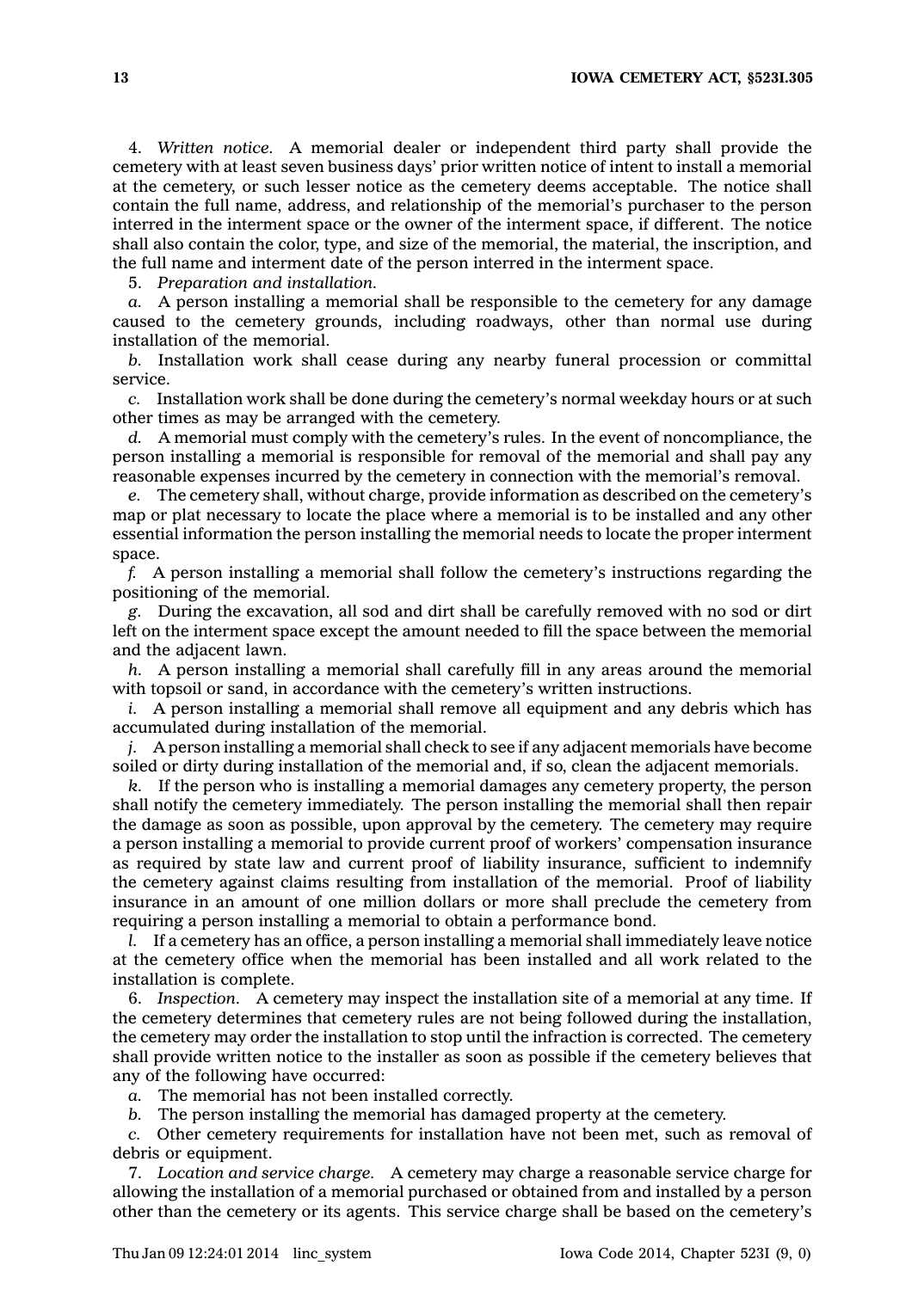4. *Written notice.* A memorial dealer or independent third party shall provide the cemetery with at least seven business days' prior written notice of intent to install a memorial at the cemetery, or such lesser notice as the cemetery deems acceptable. The notice shall contain the full name, address, and relationship of the memorial's purchaser to the person interred in the interment space or the owner of the interment space, if different. The notice shall also contain the color, type, and size of the memorial, the material, the inscription, and the full name and interment date of the person interred in the interment space.

5. *Preparation and installation.*

*a.* A person installing a memorial shall be responsible to the cemetery for any damage caused to the cemetery grounds, including roadways, other than normal use during installation of the memorial.

*b.* Installation work shall cease during any nearby funeral procession or committal service.

*c.* Installation work shall be done during the cemetery's normal weekday hours or at such other times as may be arranged with the cemetery.

*d.* A memorial must comply with the cemetery's rules. In the event of noncompliance, the person installing a memorial is responsible for removal of the memorial and shall pay any reasonable expenses incurred by the cemetery in connection with the memorial's removal.

*e.* The cemetery shall, without charge, provide information as described on the cemetery's map or plat necessary to locate the place where a memorial is to be installed and any other essential information the person installing the memorial needs to locate the proper interment space.

*f.* A person installing a memorial shall follow the cemetery's instructions regarding the positioning of the memorial.

*g.* During the excavation, all sod and dirt shall be carefully removed with no sod or dirt left on the interment space except the amount needed to fill the space between the memorial and the adjacent lawn.

*h.* A person installing a memorial shall carefully fill in any areas around the memorial with topsoil or sand, in accordance with the cemetery's written instructions.

*i.* A person installing a memorial shall remove all equipment and any debris which has accumulated during installation of the memorial.

*j.* A person installing a memorial shall check to see if any adjacent memorials have become soiled or dirty during installation of the memorial and, if so, clean the adjacent memorials.

*k.* If the person who is installing a memorial damages any cemetery property, the person shall notify the cemetery immediately. The person installing the memorial shall then repair the damage as soon as possible, upon approval by the cemetery. The cemetery may require a person installing a memorial to provide current proof of workers' compensation insurance as required by state law and current proof of liability insurance, sufficient to indemnify the cemetery against claims resulting from installation of the memorial. Proof of liability insurance in an amount of one million dollars or more shall preclude the cemetery from requiring a person installing a memorial to obtain a performance bond.

*l.* If a cemetery has an office, a person installing a memorial shall immediately leave notice at the cemetery office when the memorial has been installed and all work related to the installation is complete.

6. *Inspection.* A cemetery may inspect the installation site of a memorial at any time. If the cemetery determines that cemetery rules are not being followed during the installation, the cemetery may order the installation to stop until the infraction is corrected. The cemetery shall provide written notice to the installer as soon as possible if the cemetery believes that any of the following have occurred:

*a.* The memorial has not been installed correctly.

*b.* The person installing the memorial has damaged property at the cemetery.

*c.* Other cemetery requirements for installation have not been met, such as removal of debris or equipment.

7. *Location and service charge.* A cemetery may charge a reasonable service charge for allowing the installation of a memorial purchased or obtained from and installed by a person other than the cemetery or its agents. This service charge shall be based on the cemetery's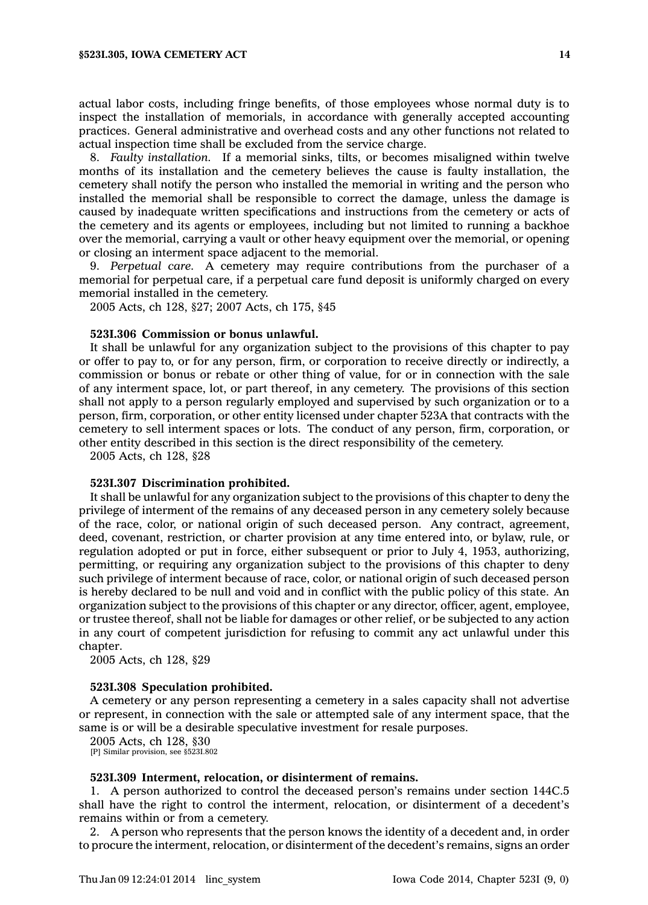actual labor costs, including fringe benefits, of those employees whose normal duty is to inspect the installation of memorials, in accordance with generally accepted accounting practices. General administrative and overhead costs and any other functions not related to actual inspection time shall be excluded from the service charge.

8. *Faulty installation.* If a memorial sinks, tilts, or becomes misaligned within twelve months of its installation and the cemetery believes the cause is faulty installation, the cemetery shall notify the person who installed the memorial in writing and the person who installed the memorial shall be responsible to correct the damage, unless the damage is caused by inadequate written specifications and instructions from the cemetery or acts of the cemetery and its agents or employees, including but not limited to running a backhoe over the memorial, carrying a vault or other heavy equipment over the memorial, or opening or closing an interment space adjacent to the memorial.

9. *Perpetual care.* A cemetery may require contributions from the purchaser of a memorial for perpetual care, if a perpetual care fund deposit is uniformly charged on every memorial installed in the cemetery.

2005 Acts, ch 128, §27; 2007 Acts, ch 175, §45

**523I.306 Commission or bonus unlawful.**

It shall be unlawful for any organization subject to the provisions of this chapter to pay or offer to pay to, or for any person, firm, or corporation to receive directly or indirectly, a commission or bonus or rebate or other thing of value, for or in connection with the sale of any interment space, lot, or part thereof, in any cemetery. The provisions of this section shall not apply to a person regularly employed and supervised by such organization or to a person, firm, corporation, or other entity licensed under chapter 523A that contracts with the cemetery to sell interment spaces or lots. The conduct of any person, firm, corporation, or other entity described in this section is the direct responsibility of the cemetery.

2005 Acts, ch 128, §28

**523I.307 Discrimination prohibited.**

It shall be unlawful for any organization subject to the provisions of this chapter to deny the privilege of interment of the remains of any deceased person in any cemetery solely because of the race, color, or national origin of such deceased person. Any contract, agreement, deed, covenant, restriction, or charter provision at any time entered into, or bylaw, rule, or regulation adopted or put in force, either subsequent or prior to July 4, 1953, authorizing, permitting, or requiring any organization subject to the provisions of this chapter to deny such privilege of interment because of race, color, or national origin of such deceased person is hereby declared to be null and void and in conflict with the public policy of this state. An organization subject to the provisions of this chapter or any director, officer, agent, employee, or trustee thereof, shall not be liable for damages or other relief, or be subjected to any action in any court of competent jurisdiction for refusing to commit any act unlawful under this chapter.

2005 Acts, ch 128, §29

**523I.308 Speculation prohibited.**

A cemetery or any person representing a cemetery in a sales capacity shall not advertise or represent, in connection with the sale or attempted sale of any interment space, that the same is or will be a desirable speculative investment for resale purposes.

2005 Acts, ch 128, §30
[P] Similar provision, see §523I.802

**523I.309 Interment, relocation, or disinterment of remains.**

1. A person authorized to control the deceased person's remains under section 144C.5 shall have the right to control the interment, relocation, or disinterment of a decedent's remains within or from a cemetery.

2. A person who represents that the person knows the identity of a decedent and, in order to procure the interment, relocation, or disinterment of the decedent's remains, signs an order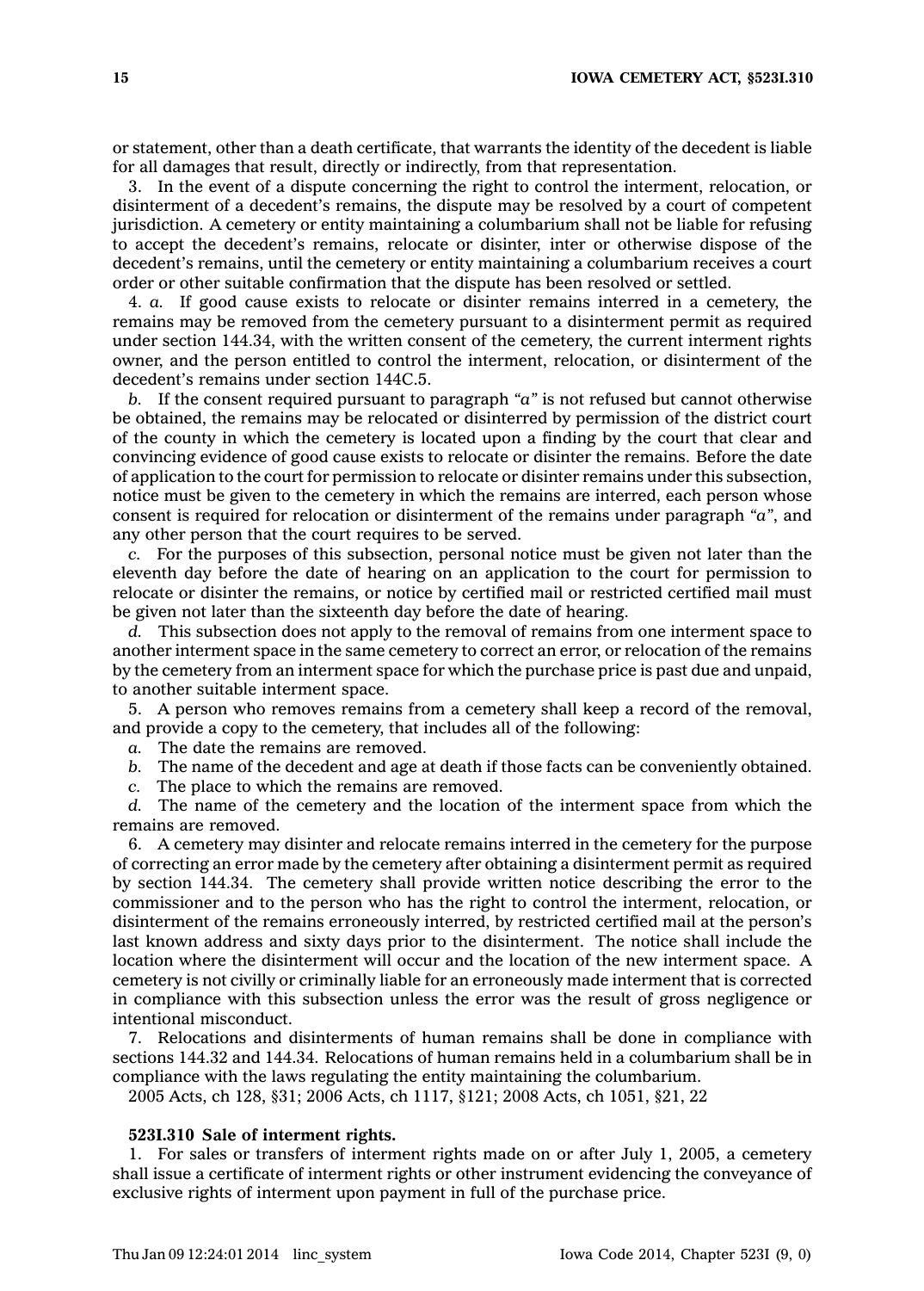or statement, other than a death certificate, that warrants the identity of the decedent is liable for all damages that result, directly or indirectly, from that representation.

3. In the event of a dispute concerning the right to control the interment, relocation, or disinterment of a decedent's remains, the dispute may be resolved by a court of competent jurisdiction. A cemetery or entity maintaining a columbarium shall not be liable for refusing to accept the decedent's remains, relocate or disinter, inter or otherwise dispose of the decedent's remains, until the cemetery or entity maintaining a columbarium receives a court order or other suitable confirmation that the dispute has been resolved or settled.

4. *a.* If good cause exists to relocate or disinter remains interred in a cemetery, the remains may be removed from the cemetery pursuant to a disinterment permit as required under section 144.34, with the written consent of the cemetery, the current interment rights owner, and the person entitled to control the interment, relocation, or disinterment of the decedent's remains under section 144C.5.

*b.* If the consent required pursuant to paragraph *"a"* is not refused but cannot otherwise be obtained, the remains may be relocated or disinterred by permission of the district court of the county in which the cemetery is located upon a finding by the court that clear and convincing evidence of good cause exists to relocate or disinter the remains. Before the date of application to the court for permission to relocate or disinter remains under this subsection, notice must be given to the cemetery in which the remains are interred, each person whose consent is required for relocation or disinterment of the remains under paragraph *"a"*, and any other person that the court requires to be served.

*c.* For the purposes of this subsection, personal notice must be given not later than the eleventh day before the date of hearing on an application to the court for permission to relocate or disinter the remains, or notice by certified mail or restricted certified mail must be given not later than the sixteenth day before the date of hearing.

*d.* This subsection does not apply to the removal of remains from one interment space to another interment space in the same cemetery to correct an error, or relocation of the remains by the cemetery from an interment space for which the purchase price is past due and unpaid, to another suitable interment space.

5. A person who removes remains from a cemetery shall keep a record of the removal, and provide a copy to the cemetery, that includes all of the following:

*a.* The date the remains are removed.

*b.* The name of the decedent and age at death if those facts can be conveniently obtained.

*c.* The place to which the remains are removed.

*d.* The name of the cemetery and the location of the interment space from which the remains are removed.

6. A cemetery may disinter and relocate remains interred in the cemetery for the purpose of correcting an error made by the cemetery after obtaining a disinterment permit as required by section 144.34. The cemetery shall provide written notice describing the error to the commissioner and to the person who has the right to control the interment, relocation, or disinterment of the remains erroneously interred, by restricted certified mail at the person's last known address and sixty days prior to the disinterment. The notice shall include the location where the disinterment will occur and the location of the new interment space. A cemetery is not civilly or criminally liable for an erroneously made interment that is corrected in compliance with this subsection unless the error was the result of gross negligence or intentional misconduct.

7. Relocations and disinterments of human remains shall be done in compliance with sections 144.32 and 144.34. Relocations of human remains held in a columbarium shall be in compliance with the laws regulating the entity maintaining the columbarium.

2005 Acts, ch 128, §31; 2006 Acts, ch 1117, §121; 2008 Acts, ch 1051, §21, 22

**523I.310 Sale of interment rights.**

1. For sales or transfers of interment rights made on or after July 1, 2005, a cemetery shall issue a certificate of interment rights or other instrument evidencing the conveyance of exclusive rights of interment upon payment in full of the purchase price.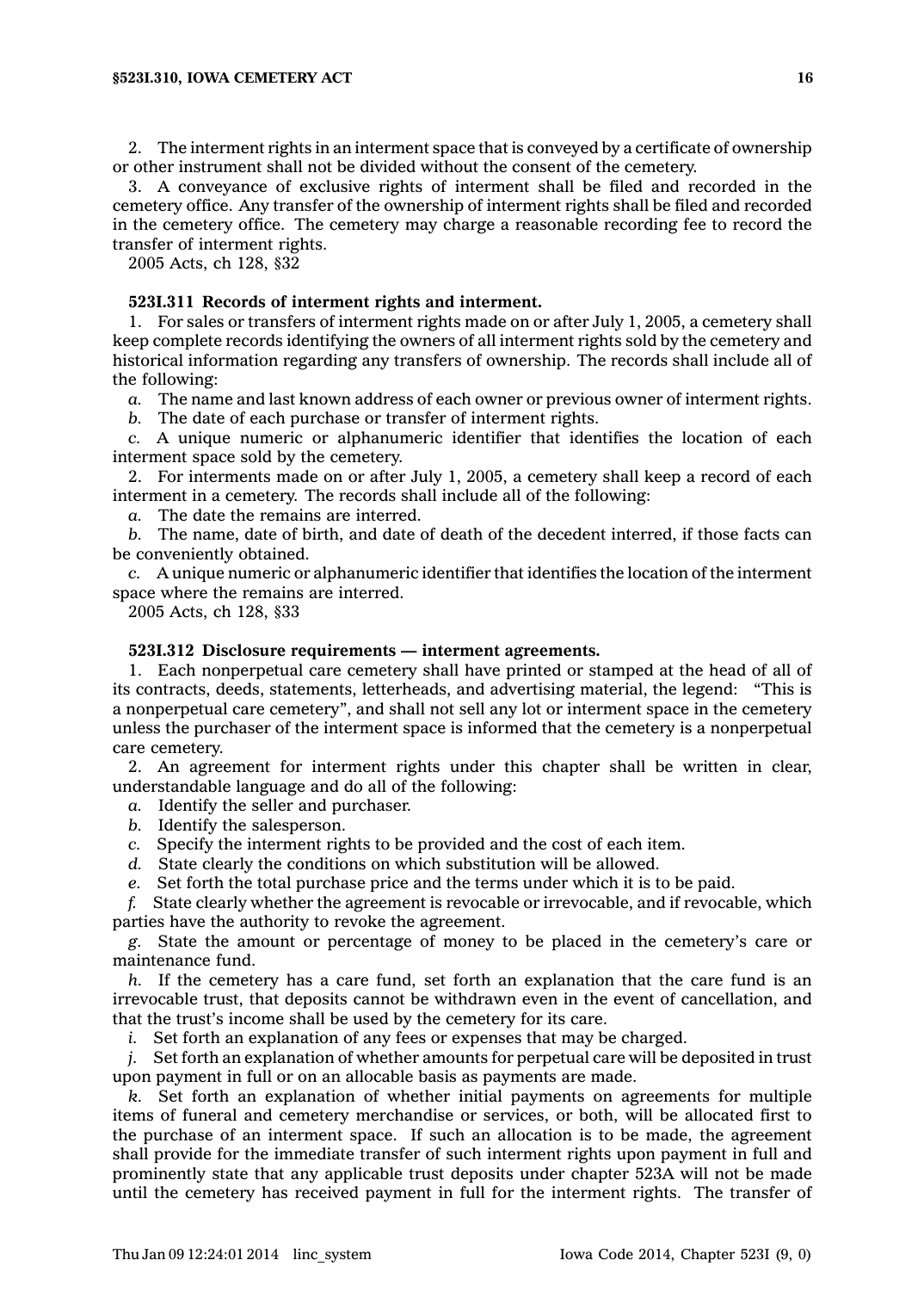2. The interment rights in an interment space that is conveyed by a certificate of ownership or other instrument shall not be divided without the consent of the cemetery.

3. A conveyance of exclusive rights of interment shall be filed and recorded in the cemetery office. Any transfer of the ownership of interment rights shall be filed and recorded in the cemetery office. The cemetery may charge a reasonable recording fee to record the transfer of interment rights.

2005 Acts, ch 128, §32

**523I.311 Records of interment rights and interment.**

1. For sales or transfers of interment rights made on or after July 1, 2005, a cemetery shall keep complete records identifying the owners of all interment rights sold by the cemetery and historical information regarding any transfers of ownership. The records shall include all of the following:

*a.* The name and last known address of each owner or previous owner of interment rights.

*b.* The date of each purchase or transfer of interment rights.

*c.* A unique numeric or alphanumeric identifier that identifies the location of each interment space sold by the cemetery.

2. For interments made on or after July 1, 2005, a cemetery shall keep a record of each interment in a cemetery. The records shall include all of the following:

*a.* The date the remains are interred.

*b.* The name, date of birth, and date of death of the decedent interred, if those facts can be conveniently obtained.

*c.* A unique numeric or alphanumeric identifier that identifies the location of the interment space where the remains are interred.

2005 Acts, ch 128, §33

**523I.312 Disclosure requirements — interment agreements.**

1. Each nonperpetual care cemetery shall have printed or stamped at the head of all of its contracts, deeds, statements, letterheads, and advertising material, the legend: "This is a nonperpetual care cemetery", and shall not sell any lot or interment space in the cemetery unless the purchaser of the interment space is informed that the cemetery is a nonperpetual care cemetery.

2. An agreement for interment rights under this chapter shall be written in clear, understandable language and do all of the following:

*a.* Identify the seller and purchaser.

*b.* Identify the salesperson.

*c.* Specify the interment rights to be provided and the cost of each item.

*d.* State clearly the conditions on which substitution will be allowed.

*e.* Set forth the total purchase price and the terms under which it is to be paid.

*f.* State clearly whether the agreement is revocable or irrevocable, and if revocable, which parties have the authority to revoke the agreement.

*g.* State the amount or percentage of money to be placed in the cemetery's care or maintenance fund.

*h.* If the cemetery has a care fund, set forth an explanation that the care fund is an irrevocable trust, that deposits cannot be withdrawn even in the event of cancellation, and that the trust's income shall be used by the cemetery for its care.

*i.* Set forth an explanation of any fees or expenses that may be charged.

*j.* Set forth an explanation of whether amounts for perpetual care will be deposited in trust upon payment in full or on an allocable basis as payments are made.

*k.* Set forth an explanation of whether initial payments on agreements for multiple items of funeral and cemetery merchandise or services, or both, will be allocated first to the purchase of an interment space. If such an allocation is to be made, the agreement shall provide for the immediate transfer of such interment rights upon payment in full and prominently state that any applicable trust deposits under chapter 523A will not be made until the cemetery has received payment in full for the interment rights. The transfer of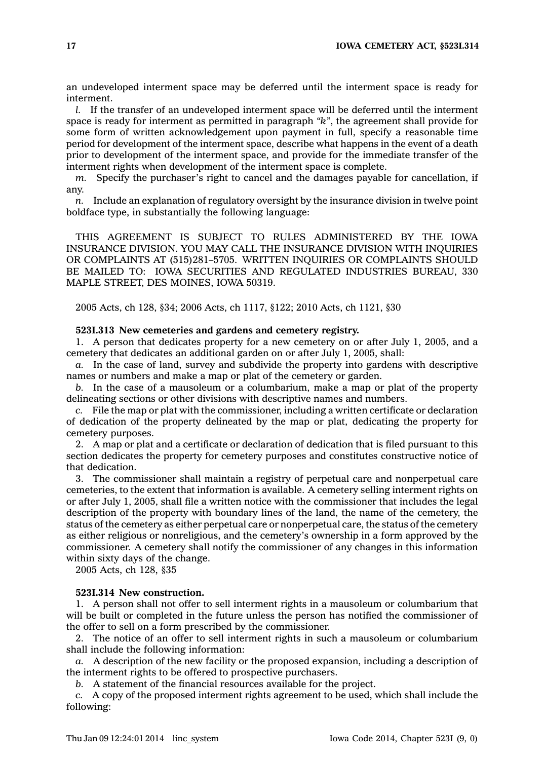an undeveloped interment space may be deferred until the interment space is ready for interment.

*l.* If the transfer of an undeveloped interment space will be deferred until the interment space is ready for interment as permitted in paragraph *"k"*, the agreement shall provide for some form of written acknowledgement upon payment in full, specify a reasonable time period for development of the interment space, describe what happens in the event of a death prior to development of the interment space, and provide for the immediate transfer of the interment rights when development of the interment space is complete.

*m.* Specify the purchaser's right to cancel and the damages payable for cancellation, if any.

*n.* Include an explanation of regulatory oversight by the insurance division in twelve point boldface type, in substantially the following language:

THIS AGREEMENT IS SUBJECT TO RULES ADMINISTERED BY THE IOWA INSURANCE DIVISION. YOU MAY CALL THE INSURANCE DIVISION WITH INQUIRIES OR COMPLAINTS AT (515)281–5705. WRITTEN INQUIRIES OR COMPLAINTS SHOULD BE MAILED TO: IOWA SECURITIES AND REGULATED INDUSTRIES BUREAU, 330 MAPLE STREET, DES MOINES, IOWA 50319.

2005 Acts, ch 128, §34; 2006 Acts, ch 1117, §122; 2010 Acts, ch 1121, §30

**523I.313 New cemeteries and gardens and cemetery registry.**

1. A person that dedicates property for a new cemetery on or after July 1, 2005, and a cemetery that dedicates an additional garden on or after July 1, 2005, shall:

*a.* In the case of land, survey and subdivide the property into gardens with descriptive names or numbers and make a map or plat of the cemetery or garden.

*b.* In the case of a mausoleum or a columbarium, make a map or plat of the property delineating sections or other divisions with descriptive names and numbers.

*c.* File the map or plat with the commissioner, including a written certificate or declaration of dedication of the property delineated by the map or plat, dedicating the property for cemetery purposes.

2. A map or plat and a certificate or declaration of dedication that is filed pursuant to this section dedicates the property for cemetery purposes and constitutes constructive notice of that dedication.

3. The commissioner shall maintain a registry of perpetual care and nonperpetual care cemeteries, to the extent that information is available. A cemetery selling interment rights on or after July 1, 2005, shall file a written notice with the commissioner that includes the legal description of the property with boundary lines of the land, the name of the cemetery, the status of the cemetery as either perpetual care or nonperpetual care, the status of the cemetery as either religious or nonreligious, and the cemetery's ownership in a form approved by the commissioner. A cemetery shall notify the commissioner of any changes in this information within sixty days of the change.

2005 Acts, ch 128, §35

**523I.314 New construction.**

1. A person shall not offer to sell interment rights in a mausoleum or columbarium that will be built or completed in the future unless the person has notified the commissioner of the offer to sell on a form prescribed by the commissioner.

2. The notice of an offer to sell interment rights in such a mausoleum or columbarium shall include the following information:

*a.* A description of the new facility or the proposed expansion, including a description of the interment rights to be offered to prospective purchasers.

*b.* A statement of the financial resources available for the project.

*c.* A copy of the proposed interment rights agreement to be used, which shall include the following: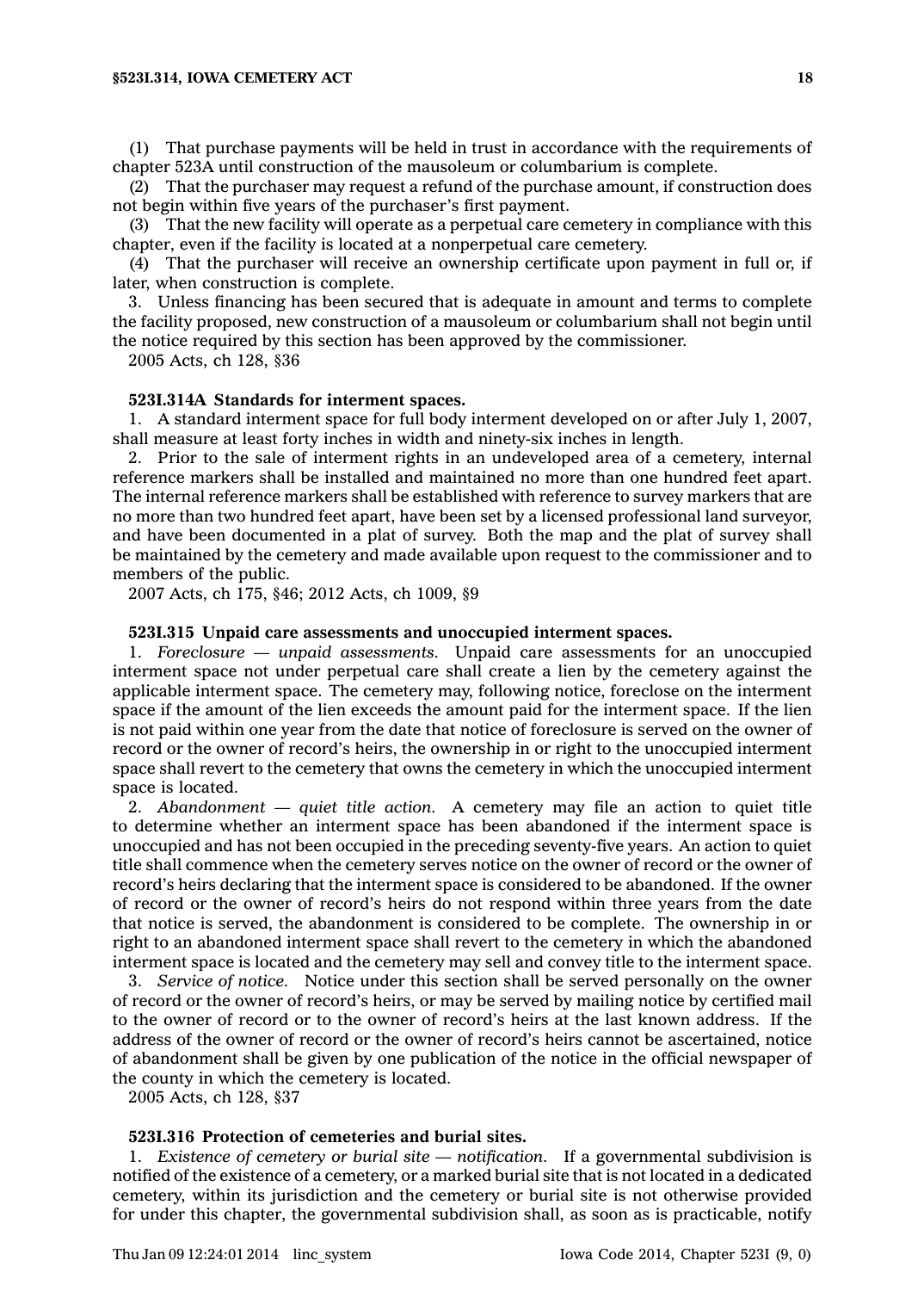(1) That purchase payments will be held in trust in accordance with the requirements of chapter 523A until construction of the mausoleum or columbarium is complete.

(2) That the purchaser may request a refund of the purchase amount, if construction does not begin within five years of the purchaser's first payment.

(3) That the new facility will operate as a perpetual care cemetery in compliance with this chapter, even if the facility is located at a nonperpetual care cemetery.

(4) That the purchaser will receive an ownership certificate upon payment in full or, if later, when construction is complete.

3. Unless financing has been secured that is adequate in amount and terms to complete the facility proposed, new construction of a mausoleum or columbarium shall not begin until the notice required by this section has been approved by the commissioner.

2005 Acts, ch 128, §36

**523I.314A Standards for interment spaces.**

1. A standard interment space for full body interment developed on or after July 1, 2007, shall measure at least forty inches in width and ninety-six inches in length.

2. Prior to the sale of interment rights in an undeveloped area of a cemetery, internal reference markers shall be installed and maintained no more than one hundred feet apart. The internal reference markers shall be established with reference to survey markers that are no more than two hundred feet apart, have been set by a licensed professional land surveyor, and have been documented in a plat of survey. Both the map and the plat of survey shall be maintained by the cemetery and made available upon request to the commissioner and to members of the public.

2007 Acts, ch 175, §46; 2012 Acts, ch 1009, §9

**523I.315 Unpaid care assessments and unoccupied interment spaces.**

1. *Foreclosure — unpaid assessments.* Unpaid care assessments for an unoccupied interment space not under perpetual care shall create a lien by the cemetery against the applicable interment space. The cemetery may, following notice, foreclose on the interment space if the amount of the lien exceeds the amount paid for the interment space. If the lien is not paid within one year from the date that notice of foreclosure is served on the owner of record or the owner of record's heirs, the ownership in or right to the unoccupied interment space shall revert to the cemetery that owns the cemetery in which the unoccupied interment space is located.

2. *Abandonment — quiet title action.* A cemetery may file an action to quiet title to determine whether an interment space has been abandoned if the interment space is unoccupied and has not been occupied in the preceding seventy-five years. An action to quiet title shall commence when the cemetery serves notice on the owner of record or the owner of record's heirs declaring that the interment space is considered to be abandoned. If the owner of record or the owner of record's heirs do not respond within three years from the date that notice is served, the abandonment is considered to be complete. The ownership in or right to an abandoned interment space shall revert to the cemetery in which the abandoned interment space is located and the cemetery may sell and convey title to the interment space.

3. *Service of notice.* Notice under this section shall be served personally on the owner of record or the owner of record's heirs, or may be served by mailing notice by certified mail to the owner of record or to the owner of record's heirs at the last known address. If the address of the owner of record or the owner of record's heirs cannot be ascertained, notice of abandonment shall be given by one publication of the notice in the official newspaper of the county in which the cemetery is located.

2005 Acts, ch 128, §37

**523I.316 Protection of cemeteries and burial sites.**

1. *Existence of cemetery or burial site — notification.* If a governmental subdivision is notified of the existence of a cemetery, or a marked burial site that is not located in a dedicated cemetery, within its jurisdiction and the cemetery or burial site is not otherwise provided for under this chapter, the governmental subdivision shall, as soon as is practicable, notify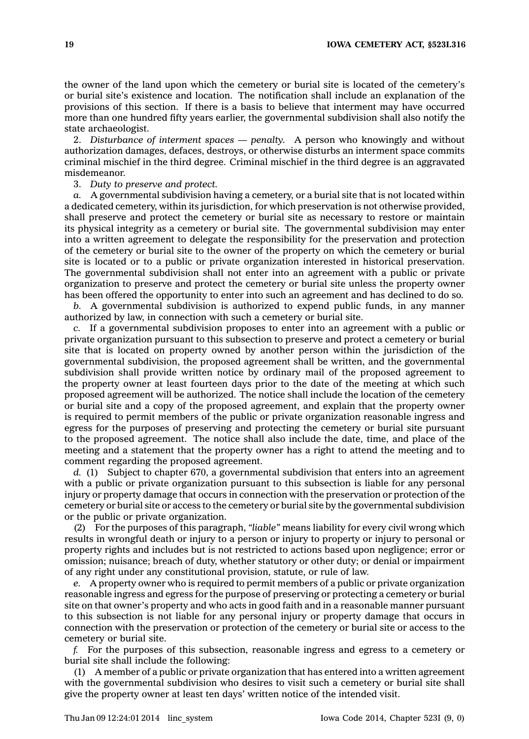the owner of the land upon which the cemetery or burial site is located of the cemetery's or burial site's existence and location. The notification shall include an explanation of the provisions of this section. If there is a basis to believe that interment may have occurred more than one hundred fifty years earlier, the governmental subdivision shall also notify the state archaeologist.

2. *Disturbance of interment spaces — penalty.* A person who knowingly and without authorization damages, defaces, destroys, or otherwise disturbs an interment space commits criminal mischief in the third degree. Criminal mischief in the third degree is an aggravated misdemeanor.

3. *Duty to preserve and protect.*

*a.* A governmental subdivision having a cemetery, or a burial site that is not located within a dedicated cemetery, within its jurisdiction, for which preservation is not otherwise provided, shall preserve and protect the cemetery or burial site as necessary to restore or maintain its physical integrity as a cemetery or burial site. The governmental subdivision may enter into a written agreement to delegate the responsibility for the preservation and protection of the cemetery or burial site to the owner of the property on which the cemetery or burial site is located or to a public or private organization interested in historical preservation. The governmental subdivision shall not enter into an agreement with a public or private organization to preserve and protect the cemetery or burial site unless the property owner has been offered the opportunity to enter into such an agreement and has declined to do so.

*b.* A governmental subdivision is authorized to expend public funds, in any manner authorized by law, in connection with such a cemetery or burial site.

*c.* If a governmental subdivision proposes to enter into an agreement with a public or private organization pursuant to this subsection to preserve and protect a cemetery or burial site that is located on property owned by another person within the jurisdiction of the governmental subdivision, the proposed agreement shall be written, and the governmental subdivision shall provide written notice by ordinary mail of the proposed agreement to the property owner at least fourteen days prior to the date of the meeting at which such proposed agreement will be authorized. The notice shall include the location of the cemetery or burial site and a copy of the proposed agreement, and explain that the property owner is required to permit members of the public or private organization reasonable ingress and egress for the purposes of preserving and protecting the cemetery or burial site pursuant to the proposed agreement. The notice shall also include the date, time, and place of the meeting and a statement that the property owner has a right to attend the meeting and to comment regarding the proposed agreement.

*d.* (1) Subject to chapter 670, a governmental subdivision that enters into an agreement with a public or private organization pursuant to this subsection is liable for any personal injury or property damage that occurs in connection with the preservation or protection of the cemetery or burial site or access to the cemetery or burial site by the governmental subdivision or the public or private organization.

(2) For the purposes of this paragraph, *"liable"* means liability for every civil wrong which results in wrongful death or injury to a person or injury to property or injury to personal or property rights and includes but is not restricted to actions based upon negligence; error or omission; nuisance; breach of duty, whether statutory or other duty; or denial or impairment of any right under any constitutional provision, statute, or rule of law.

*e.* A property owner who is required to permit members of a public or private organization reasonable ingress and egress for the purpose of preserving or protecting a cemetery or burial site on that owner's property and who acts in good faith and in a reasonable manner pursuant to this subsection is not liable for any personal injury or property damage that occurs in connection with the preservation or protection of the cemetery or burial site or access to the cemetery or burial site.

*f.* For the purposes of this subsection, reasonable ingress and egress to a cemetery or burial site shall include the following:

(1) A member of a public or private organization that has entered into a written agreement with the governmental subdivision who desires to visit such a cemetery or burial site shall give the property owner at least ten days' written notice of the intended visit.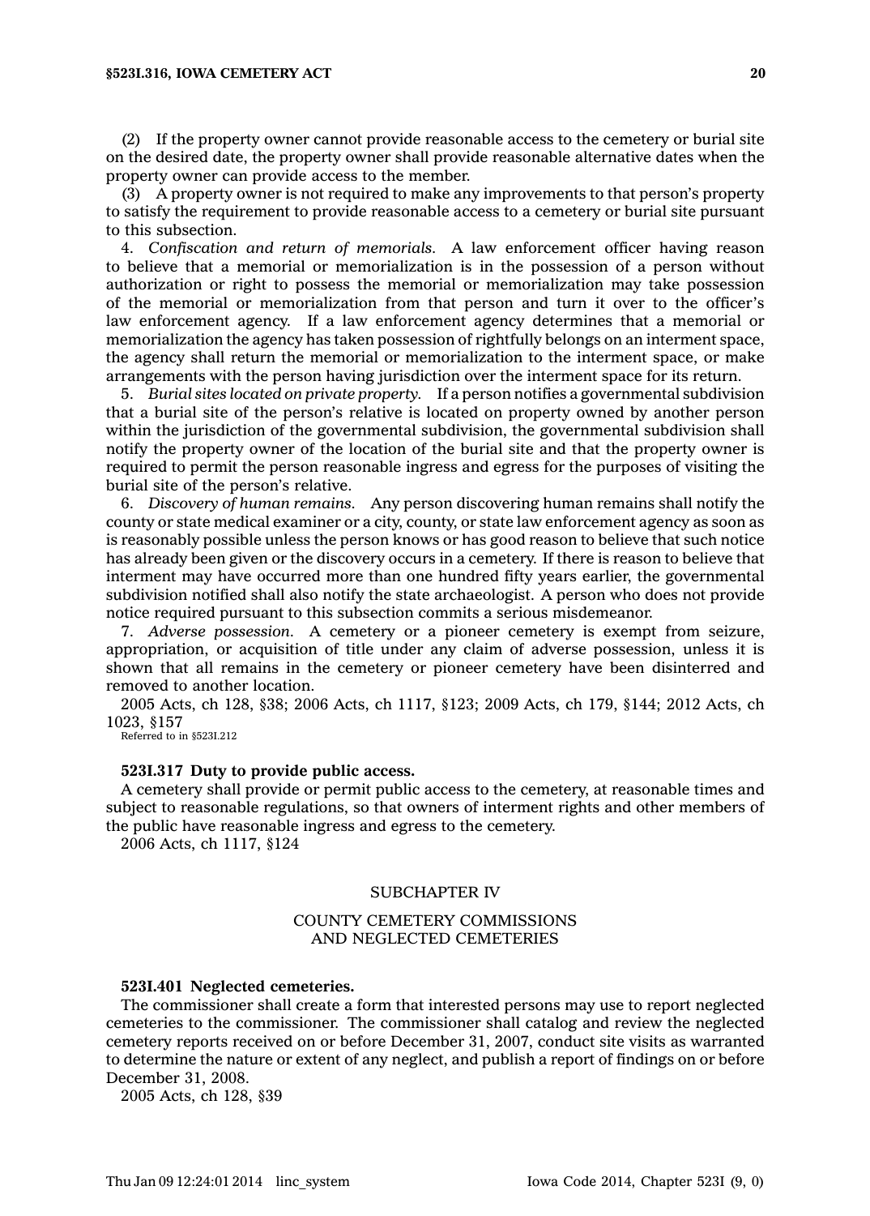(2) If the property owner cannot provide reasonable access to the cemetery or burial site on the desired date, the property owner shall provide reasonable alternative dates when the property owner can provide access to the member.

(3) A property owner is not required to make any improvements to that person's property to satisfy the requirement to provide reasonable access to a cemetery or burial site pursuant to this subsection.

4. *Confiscation and return of memorials.* A law enforcement officer having reason to believe that a memorial or memorialization is in the possession of a person without authorization or right to possess the memorial or memorialization may take possession of the memorial or memorialization from that person and turn it over to the officer's law enforcement agency. If a law enforcement agency determines that a memorial or memorialization the agency has taken possession of rightfully belongs on an interment space, the agency shall return the memorial or memorialization to the interment space, or make arrangements with the person having jurisdiction over the interment space for its return.

5. *Burial sites located on private property.* If a person notifies a governmental subdivision that a burial site of the person's relative is located on property owned by another person within the jurisdiction of the governmental subdivision, the governmental subdivision shall notify the property owner of the location of the burial site and that the property owner is required to permit the person reasonable ingress and egress for the purposes of visiting the burial site of the person's relative.

6. *Discovery of human remains.* Any person discovering human remains shall notify the county or state medical examiner or a city, county, or state law enforcement agency as soon as is reasonably possible unless the person knows or has good reason to believe that such notice has already been given or the discovery occurs in a cemetery. If there is reason to believe that interment may have occurred more than one hundred fifty years earlier, the governmental subdivision notified shall also notify the state archaeologist. A person who does not provide notice required pursuant to this subsection commits a serious misdemeanor.

7. *Adverse possession.* A cemetery or a pioneer cemetery is exempt from seizure, appropriation, or acquisition of title under any claim of adverse possession, unless it is shown that all remains in the cemetery or pioneer cemetery have been disinterred and removed to another location.

2005 Acts, ch 128, §38; 2006 Acts, ch 1117, §123; 2009 Acts, ch 179, §144; 2012 Acts, ch 1023, §157

Referred to in §523I.212

**523I.317 Duty to provide public access.**

A cemetery shall provide or permit public access to the cemetery, at reasonable times and subject to reasonable regulations, so that owners of interment rights and other members of the public have reasonable ingress and egress to the cemetery.

2006 Acts, ch 1117, §124

## SUBCHAPTER IV

## COUNTY CEMETERY COMMISSIONS AND NEGLECTED CEMETERIES

**523I.401 Neglected cemeteries.**

The commissioner shall create a form that interested persons may use to report neglected cemeteries to the commissioner. The commissioner shall catalog and review the neglected cemetery reports received on or before December 31, 2007, conduct site visits as warranted to determine the nature or extent of any neglect, and publish a report of findings on or before December 31, 2008.

2005 Acts, ch 128, §39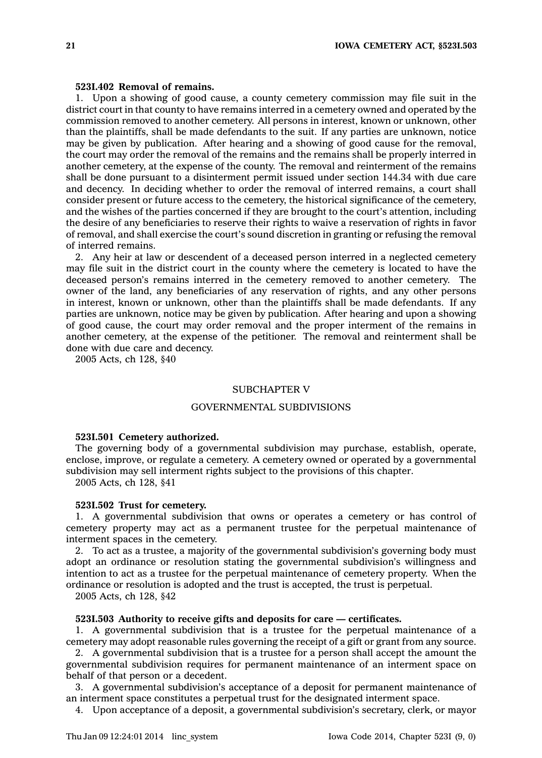**523I.402 Removal of remains.**

1. Upon a showing of good cause, a county cemetery commission may file suit in the district court in that county to have remains interred in a cemetery owned and operated by the commission removed to another cemetery. All persons in interest, known or unknown, other than the plaintiffs, shall be made defendants to the suit. If any parties are unknown, notice may be given by publication. After hearing and a showing of good cause for the removal, the court may order the removal of the remains and the remains shall be properly interred in another cemetery, at the expense of the county. The removal and reinterment of the remains shall be done pursuant to a disinterment permit issued under section 144.34 with due care and decency. In deciding whether to order the removal of interred remains, a court shall consider present or future access to the cemetery, the historical significance of the cemetery, and the wishes of the parties concerned if they are brought to the court's attention, including the desire of any beneficiaries to reserve their rights to waive a reservation of rights in favor of removal, and shall exercise the court's sound discretion in granting or refusing the removal of interred remains.

2. Any heir at law or descendent of a deceased person interred in a neglected cemetery may file suit in the district court in the county where the cemetery is located to have the deceased person's remains interred in the cemetery removed to another cemetery. The owner of the land, any beneficiaries of any reservation of rights, and any other persons in interest, known or unknown, other than the plaintiffs shall be made defendants. If any parties are unknown, notice may be given by publication. After hearing and upon a showing of good cause, the court may order removal and the proper interment of the remains in another cemetery, at the expense of the petitioner. The removal and reinterment shall be done with due care and decency.

2005 Acts, ch 128, §40

## SUBCHAPTER V

## GOVERNMENTAL SUBDIVISIONS

**523I.501 Cemetery authorized.**

The governing body of a governmental subdivision may purchase, establish, operate, enclose, improve, or regulate a cemetery. A cemetery owned or operated by a governmental subdivision may sell interment rights subject to the provisions of this chapter.

2005 Acts, ch 128, §41

**523I.502 Trust for cemetery.**

1. A governmental subdivision that owns or operates a cemetery or has control of cemetery property may act as a permanent trustee for the perpetual maintenance of interment spaces in the cemetery.

2. To act as a trustee, a majority of the governmental subdivision's governing body must adopt an ordinance or resolution stating the governmental subdivision's willingness and intention to act as a trustee for the perpetual maintenance of cemetery property. When the ordinance or resolution is adopted and the trust is accepted, the trust is perpetual.

2005 Acts, ch 128, §42

**523I.503 Authority to receive gifts and deposits for care — certificates.**

1. A governmental subdivision that is a trustee for the perpetual maintenance of a cemetery may adopt reasonable rules governing the receipt of a gift or grant from any source.

2. A governmental subdivision that is a trustee for a person shall accept the amount the governmental subdivision requires for permanent maintenance of an interment space on behalf of that person or a decedent.

3. A governmental subdivision's acceptance of a deposit for permanent maintenance of an interment space constitutes a perpetual trust for the designated interment space.

4. Upon acceptance of a deposit, a governmental subdivision's secretary, clerk, or mayor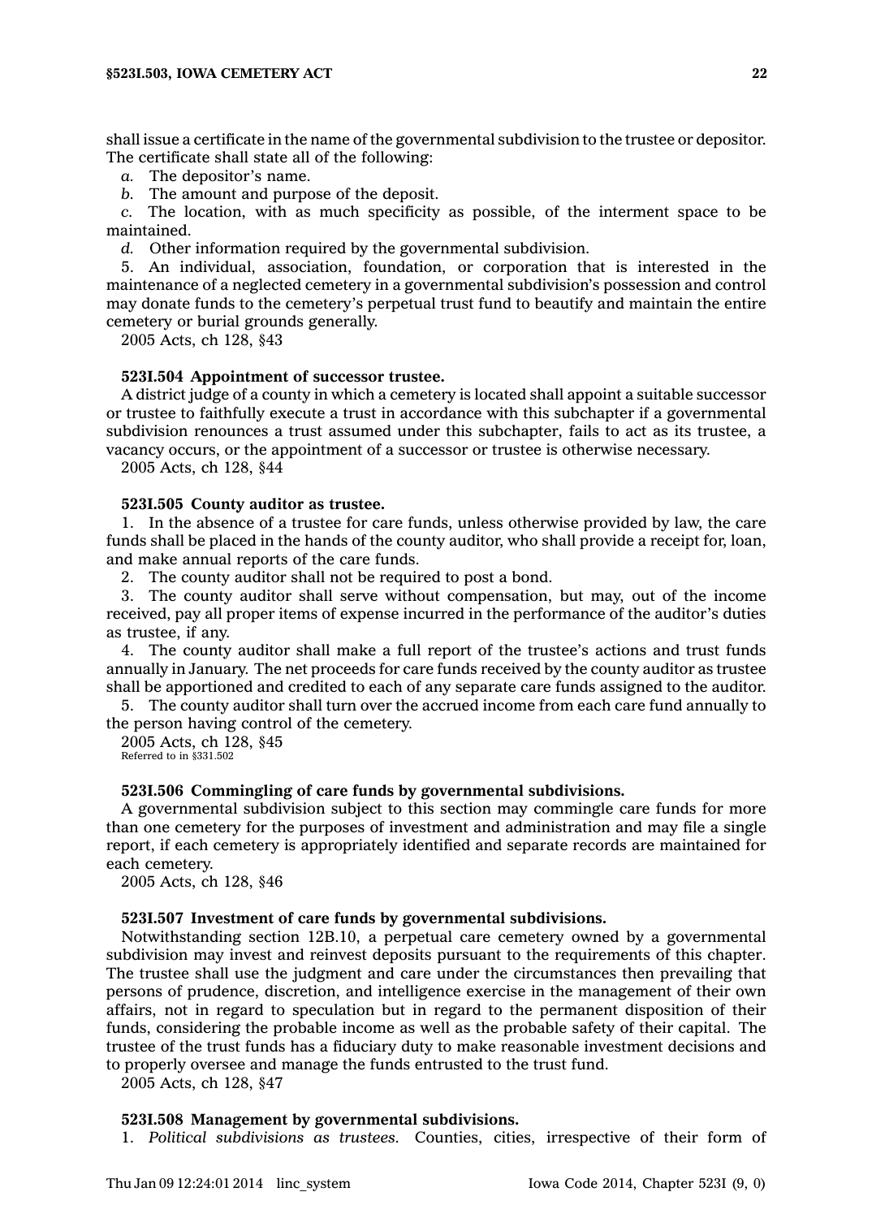shall issue a certificate in the name of the governmental subdivision to the trustee or depositor. The certificate shall state all of the following:

*a.* The depositor's name.

*b.* The amount and purpose of the deposit.

*c.* The location, with as much specificity as possible, of the interment space to be maintained.

*d.* Other information required by the governmental subdivision.

5. An individual, association, foundation, or corporation that is interested in the maintenance of a neglected cemetery in a governmental subdivision's possession and control may donate funds to the cemetery's perpetual trust fund to beautify and maintain the entire cemetery or burial grounds generally.

2005 Acts, ch 128, §43

**523I.504 Appointment of successor trustee.**

A district judge of a county in which a cemetery is located shall appoint a suitable successor or trustee to faithfully execute a trust in accordance with this subchapter if a governmental subdivision renounces a trust assumed under this subchapter, fails to act as its trustee, a vacancy occurs, or the appointment of a successor or trustee is otherwise necessary.

2005 Acts, ch 128, §44

**523I.505 County auditor as trustee.**

1. In the absence of a trustee for care funds, unless otherwise provided by law, the care funds shall be placed in the hands of the county auditor, who shall provide a receipt for, loan, and make annual reports of the care funds.

2. The county auditor shall not be required to post a bond.

3. The county auditor shall serve without compensation, but may, out of the income received, pay all proper items of expense incurred in the performance of the auditor's duties as trustee, if any.

4. The county auditor shall make a full report of the trustee's actions and trust funds annually in January. The net proceeds for care funds received by the county auditor as trustee shall be apportioned and credited to each of any separate care funds assigned to the auditor.

5. The county auditor shall turn over the accrued income from each care fund annually to the person having control of the cemetery.

2005 Acts, ch 128, §45
Referred to in §331.502

**523I.506 Commingling of care funds by governmental subdivisions.**

A governmental subdivision subject to this section may commingle care funds for more than one cemetery for the purposes of investment and administration and may file a single report, if each cemetery is appropriately identified and separate records are maintained for each cemetery.

2005 Acts, ch 128, §46

**523I.507 Investment of care funds by governmental subdivisions.**

Notwithstanding section 12B.10, a perpetual care cemetery owned by a governmental subdivision may invest and reinvest deposits pursuant to the requirements of this chapter. The trustee shall use the judgment and care under the circumstances then prevailing that persons of prudence, discretion, and intelligence exercise in the management of their own affairs, not in regard to speculation but in regard to the permanent disposition of their funds, considering the probable income as well as the probable safety of their capital. The trustee of the trust funds has a fiduciary duty to make reasonable investment decisions and to properly oversee and manage the funds entrusted to the trust fund.

2005 Acts, ch 128, §47

**523I.508 Management by governmental subdivisions.**

1. *Political subdivisions as trustees.* Counties, cities, irrespective of their form of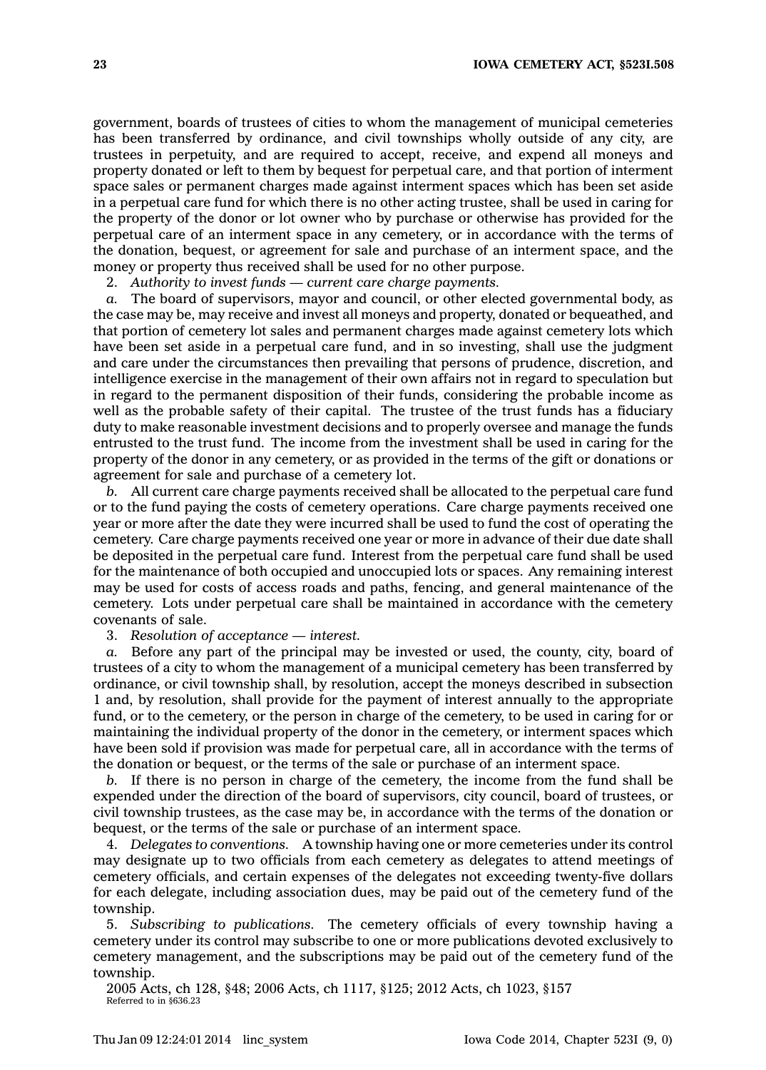government, boards of trustees of cities to whom the management of municipal cemeteries has been transferred by ordinance, and civil townships wholly outside of any city, are trustees in perpetuity, and are required to accept, receive, and expend all moneys and property donated or left to them by bequest for perpetual care, and that portion of interment space sales or permanent charges made against interment spaces which has been set aside in a perpetual care fund for which there is no other acting trustee, shall be used in caring for the property of the donor or lot owner who by purchase or otherwise has provided for the perpetual care of an interment space in any cemetery, or in accordance with the terms of the donation, bequest, or agreement for sale and purchase of an interment space, and the money or property thus received shall be used for no other purpose.

2. *Authority to invest funds — current care charge payments.*

*a.* The board of supervisors, mayor and council, or other elected governmental body, as the case may be, may receive and invest all moneys and property, donated or bequeathed, and that portion of cemetery lot sales and permanent charges made against cemetery lots which have been set aside in a perpetual care fund, and in so investing, shall use the judgment and care under the circumstances then prevailing that persons of prudence, discretion, and intelligence exercise in the management of their own affairs not in regard to speculation but in regard to the permanent disposition of their funds, considering the probable income as well as the probable safety of their capital. The trustee of the trust funds has a fiduciary duty to make reasonable investment decisions and to properly oversee and manage the funds entrusted to the trust fund. The income from the investment shall be used in caring for the property of the donor in any cemetery, or as provided in the terms of the gift or donations or agreement for sale and purchase of a cemetery lot.

*b.* All current care charge payments received shall be allocated to the perpetual care fund or to the fund paying the costs of cemetery operations. Care charge payments received one year or more after the date they were incurred shall be used to fund the cost of operating the cemetery. Care charge payments received one year or more in advance of their due date shall be deposited in the perpetual care fund. Interest from the perpetual care fund shall be used for the maintenance of both occupied and unoccupied lots or spaces. Any remaining interest may be used for costs of access roads and paths, fencing, and general maintenance of the cemetery. Lots under perpetual care shall be maintained in accordance with the cemetery covenants of sale.

3. *Resolution of acceptance — interest.*

*a.* Before any part of the principal may be invested or used, the county, city, board of trustees of a city to whom the management of a municipal cemetery has been transferred by ordinance, or civil township shall, by resolution, accept the moneys described in subsection 1 and, by resolution, shall provide for the payment of interest annually to the appropriate fund, or to the cemetery, or the person in charge of the cemetery, to be used in caring for or maintaining the individual property of the donor in the cemetery, or interment spaces which have been sold if provision was made for perpetual care, all in accordance with the terms of the donation or bequest, or the terms of the sale or purchase of an interment space.

*b.* If there is no person in charge of the cemetery, the income from the fund shall be expended under the direction of the board of supervisors, city council, board of trustees, or civil township trustees, as the case may be, in accordance with the terms of the donation or bequest, or the terms of the sale or purchase of an interment space.

4. *Delegates to conventions.* A township having one or more cemeteries under its control may designate up to two officials from each cemetery as delegates to attend meetings of cemetery officials, and certain expenses of the delegates not exceeding twenty-five dollars for each delegate, including association dues, may be paid out of the cemetery fund of the township.

5. *Subscribing to publications.* The cemetery officials of every township having a cemetery under its control may subscribe to one or more publications devoted exclusively to cemetery management, and the subscriptions may be paid out of the cemetery fund of the township.

2005 Acts, ch 128, §48; 2006 Acts, ch 1117, §125; 2012 Acts, ch 1023, §157
Referred to in §636.23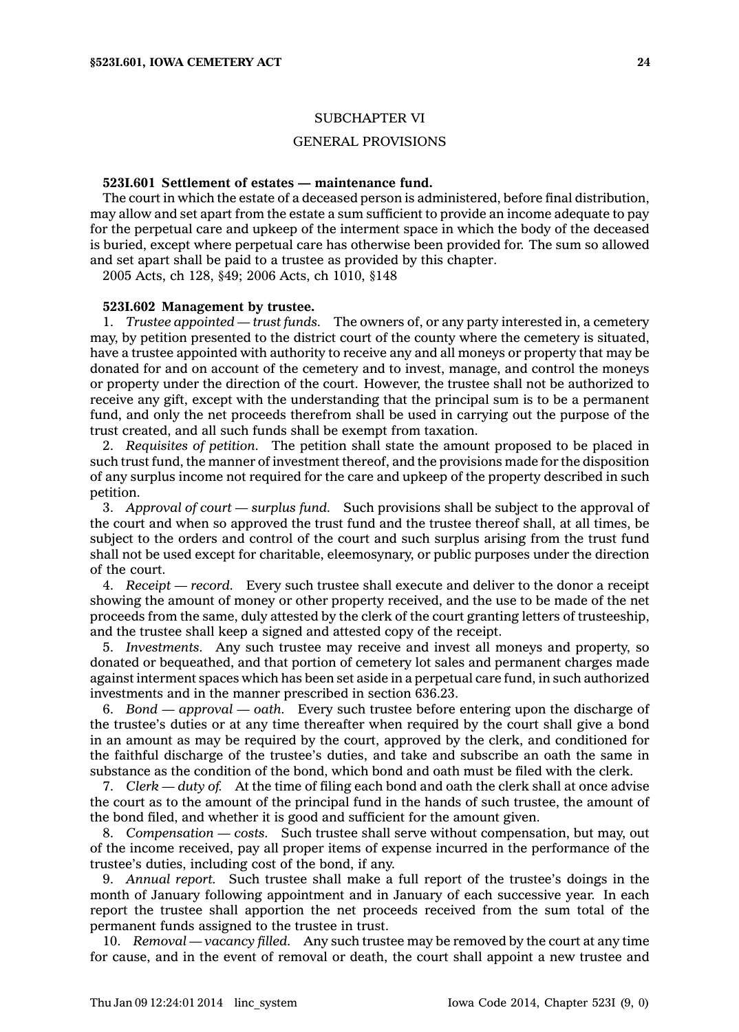## SUBCHAPTER VI

## GENERAL PROVISIONS

**523I.601 Settlement of estates — maintenance fund.**

The court in which the estate of a deceased person is administered, before final distribution, may allow and set apart from the estate a sum sufficient to provide an income adequate to pay for the perpetual care and upkeep of the interment space in which the body of the deceased is buried, except where perpetual care has otherwise been provided for. The sum so allowed and set apart shall be paid to a trustee as provided by this chapter.

2005 Acts, ch 128, §49; 2006 Acts, ch 1010, §148

**523I.602 Management by trustee.**

1. *Trustee appointed — trust funds.* The owners of, or any party interested in, a cemetery may, by petition presented to the district court of the county where the cemetery is situated, have a trustee appointed with authority to receive any and all moneys or property that may be donated for and on account of the cemetery and to invest, manage, and control the moneys or property under the direction of the court. However, the trustee shall not be authorized to receive any gift, except with the understanding that the principal sum is to be a permanent fund, and only the net proceeds therefrom shall be used in carrying out the purpose of the trust created, and all such funds shall be exempt from taxation.

2. *Requisites of petition.* The petition shall state the amount proposed to be placed in such trust fund, the manner of investment thereof, and the provisions made for the disposition of any surplus income not required for the care and upkeep of the property described in such petition.

3. *Approval of court — surplus fund.* Such provisions shall be subject to the approval of the court and when so approved the trust fund and the trustee thereof shall, at all times, be subject to the orders and control of the court and such surplus arising from the trust fund shall not be used except for charitable, eleemosynary, or public purposes under the direction of the court.

4. *Receipt — record.* Every such trustee shall execute and deliver to the donor a receipt showing the amount of money or other property received, and the use to be made of the net proceeds from the same, duly attested by the clerk of the court granting letters of trusteeship, and the trustee shall keep a signed and attested copy of the receipt.

5. *Investments.* Any such trustee may receive and invest all moneys and property, so donated or bequeathed, and that portion of cemetery lot sales and permanent charges made against interment spaces which has been set aside in a perpetual care fund, in such authorized investments and in the manner prescribed in section 636.23.

6. *Bond — approval — oath.* Every such trustee before entering upon the discharge of the trustee's duties or at any time thereafter when required by the court shall give a bond in an amount as may be required by the court, approved by the clerk, and conditioned for the faithful discharge of the trustee's duties, and take and subscribe an oath the same in substance as the condition of the bond, which bond and oath must be filed with the clerk.

7. *Clerk — duty of.* At the time of filing each bond and oath the clerk shall at once advise the court as to the amount of the principal fund in the hands of such trustee, the amount of the bond filed, and whether it is good and sufficient for the amount given.

8. *Compensation — costs.* Such trustee shall serve without compensation, but may, out of the income received, pay all proper items of expense incurred in the performance of the trustee's duties, including cost of the bond, if any.

9. *Annual report.* Such trustee shall make a full report of the trustee's doings in the month of January following appointment and in January of each successive year. In each report the trustee shall apportion the net proceeds received from the sum total of the permanent funds assigned to the trustee in trust.

10. *Removal — vacancy filled.* Any such trustee may be removed by the court at any time for cause, and in the event of removal or death, the court shall appoint a new trustee and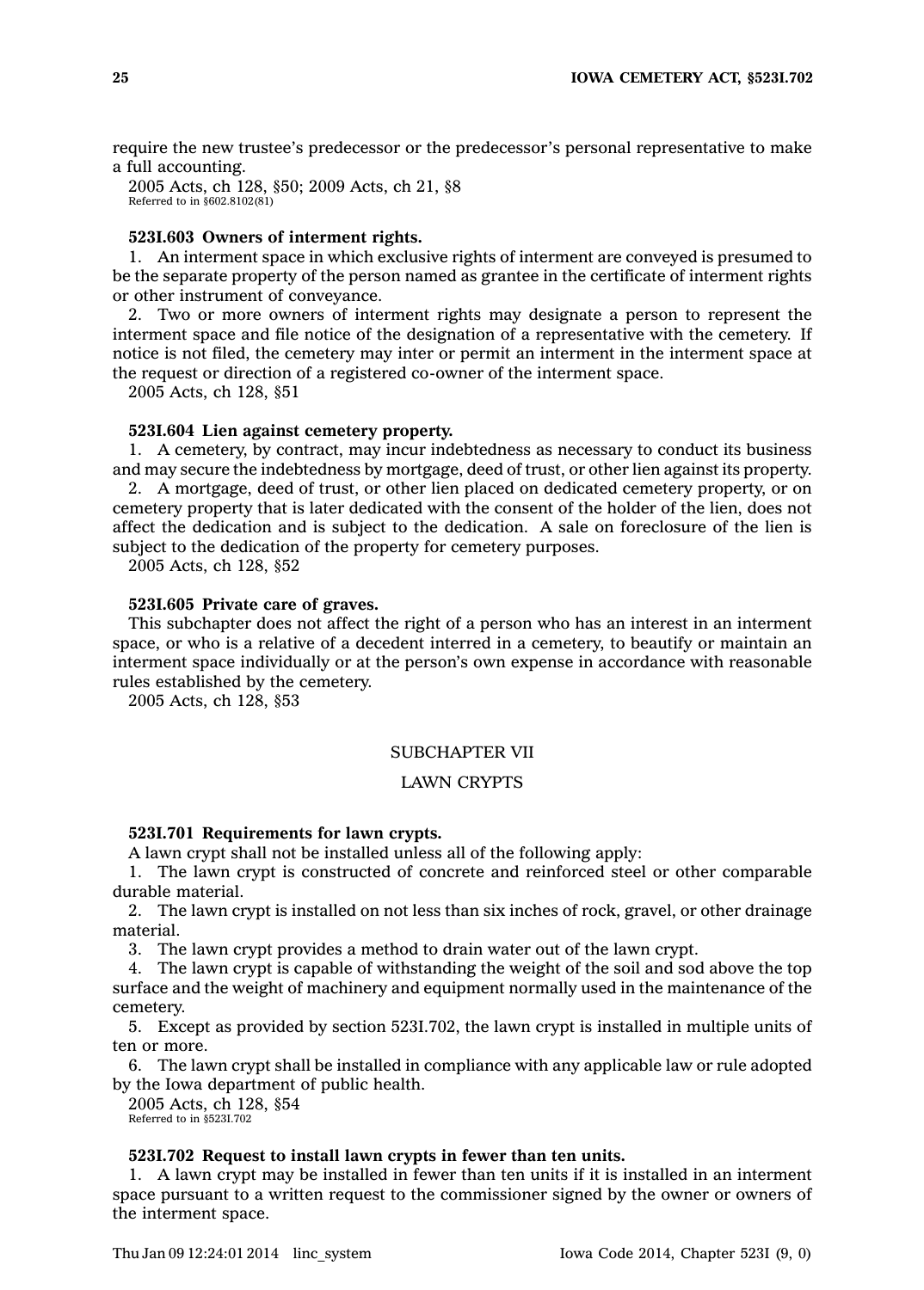require the new trustee's predecessor or the predecessor's personal representative to make a full accounting.

2005 Acts, ch 128, §50; 2009 Acts, ch 21, §8
Referred to in §602.8102(81)

**523I.603 Owners of interment rights.**

1. An interment space in which exclusive rights of interment are conveyed is presumed to be the separate property of the person named as grantee in the certificate of interment rights or other instrument of conveyance.

2. Two or more owners of interment rights may designate a person to represent the interment space and file notice of the designation of a representative with the cemetery. If notice is not filed, the cemetery may inter or permit an interment in the interment space at the request or direction of a registered co-owner of the interment space.

2005 Acts, ch 128, §51

**523I.604 Lien against cemetery property.**

1. A cemetery, by contract, may incur indebtedness as necessary to conduct its business and may secure the indebtedness by mortgage, deed of trust, or other lien against its property.

2. A mortgage, deed of trust, or other lien placed on dedicated cemetery property, or on cemetery property that is later dedicated with the consent of the holder of the lien, does not affect the dedication and is subject to the dedication. A sale on foreclosure of the lien is subject to the dedication of the property for cemetery purposes.

2005 Acts, ch 128, §52

**523I.605 Private care of graves.**

This subchapter does not affect the right of a person who has an interest in an interment space, or who is a relative of a decedent interred in a cemetery, to beautify or maintain an interment space individually or at the person's own expense in accordance with reasonable rules established by the cemetery.

2005 Acts, ch 128, §53

## SUBCHAPTER VII

## LAWN CRYPTS

**523I.701 Requirements for lawn crypts.**

A lawn crypt shall not be installed unless all of the following apply:

1. The lawn crypt is constructed of concrete and reinforced steel or other comparable durable material.

2. The lawn crypt is installed on not less than six inches of rock, gravel, or other drainage material.

3. The lawn crypt provides a method to drain water out of the lawn crypt.

4. The lawn crypt is capable of withstanding the weight of the soil and sod above the top surface and the weight of machinery and equipment normally used in the maintenance of the cemetery.

5. Except as provided by section 523I.702, the lawn crypt is installed in multiple units of ten or more.

6. The lawn crypt shall be installed in compliance with any applicable law or rule adopted by the Iowa department of public health.

2005 Acts, ch 128, §54
Referred to in §523I.702

**523I.702 Request to install lawn crypts in fewer than ten units.**

1. A lawn crypt may be installed in fewer than ten units if it is installed in an interment space pursuant to a written request to the commissioner signed by the owner or owners of the interment space.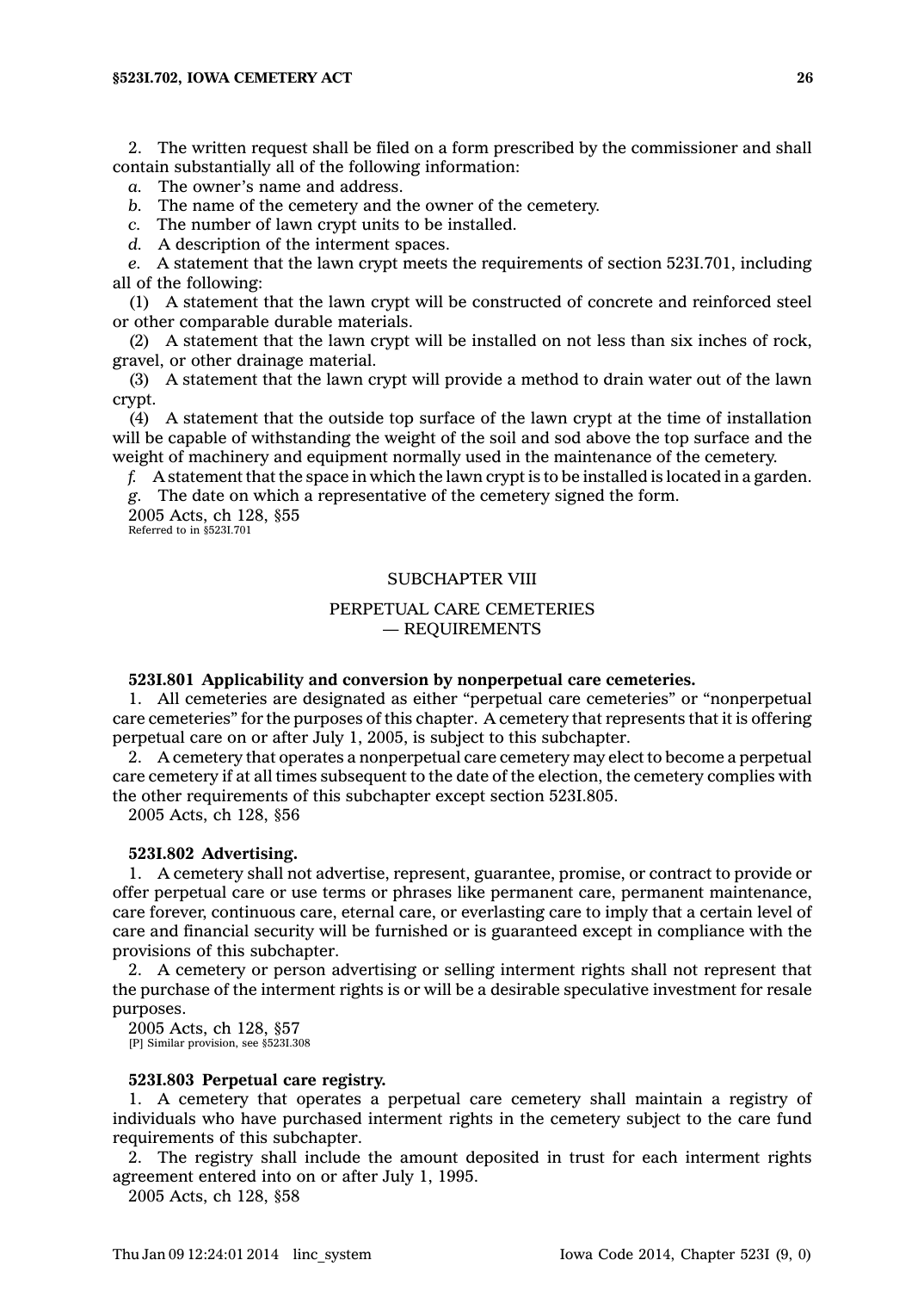2. The written request shall be filed on a form prescribed by the commissioner and shall contain substantially all of the following information:

*a.* The owner's name and address.

*b.* The name of the cemetery and the owner of the cemetery.

*c.* The number of lawn crypt units to be installed.

*d.* A description of the interment spaces.

*e.* A statement that the lawn crypt meets the requirements of section 523I.701, including all of the following:

(1) A statement that the lawn crypt will be constructed of concrete and reinforced steel or other comparable durable materials.

(2) A statement that the lawn crypt will be installed on not less than six inches of rock, gravel, or other drainage material.

(3) A statement that the lawn crypt will provide a method to drain water out of the lawn crypt.

(4) A statement that the outside top surface of the lawn crypt at the time of installation will be capable of withstanding the weight of the soil and sod above the top surface and the weight of machinery and equipment normally used in the maintenance of the cemetery.

*f.* A statement that the space in which the lawn crypt is to be installed is located in a garden.

*g.* The date on which a representative of the cemetery signed the form.

2005 Acts, ch 128, §55
Referred to in §523I.701

## SUBCHAPTER VIII

## PERPETUAL CARE CEMETERIES — REQUIREMENTS

**523I.801 Applicability and conversion by nonperpetual care cemeteries.**

1. All cemeteries are designated as either "perpetual care cemeteries" or "nonperpetual care cemeteries" for the purposes of this chapter. A cemetery that represents that it is offering perpetual care on or after July 1, 2005, is subject to this subchapter.

2. A cemetery that operates a nonperpetual care cemetery may elect to become a perpetual care cemetery if at all times subsequent to the date of the election, the cemetery complies with the other requirements of this subchapter except section 523I.805.

2005 Acts, ch 128, §56

**523I.802 Advertising.**

1. A cemetery shall not advertise, represent, guarantee, promise, or contract to provide or offer perpetual care or use terms or phrases like permanent care, permanent maintenance, care forever, continuous care, eternal care, or everlasting care to imply that a certain level of care and financial security will be furnished or is guaranteed except in compliance with the provisions of this subchapter.

2. A cemetery or person advertising or selling interment rights shall not represent that the purchase of the interment rights is or will be a desirable speculative investment for resale purposes.

2005 Acts, ch 128, §57
[P] Similar provision, see §523I.308

**523I.803 Perpetual care registry.**

1. A cemetery that operates a perpetual care cemetery shall maintain a registry of individuals who have purchased interment rights in the cemetery subject to the care fund requirements of this subchapter.

2. The registry shall include the amount deposited in trust for each interment rights agreement entered into on or after July 1, 1995.

2005 Acts, ch 128, §58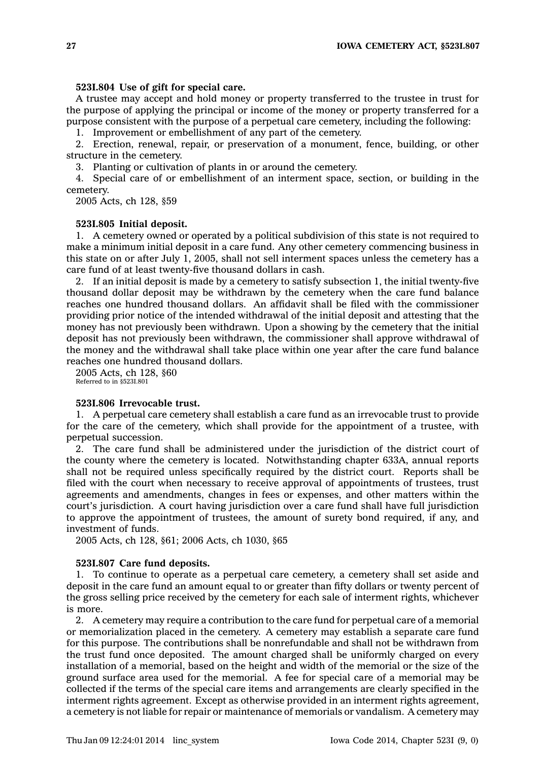**523I.804 Use of gift for special care.**

A trustee may accept and hold money or property transferred to the trustee in trust for the purpose of applying the principal or income of the money or property transferred for a purpose consistent with the purpose of a perpetual care cemetery, including the following:

1. Improvement or embellishment of any part of the cemetery.
2. Erection, renewal, repair, or preservation of a monument, fence, building, or other structure in the cemetery.
3. Planting or cultivation of plants in or around the cemetery.
4. Special care of or embellishment of an interment space, section, or building in the cemetery.

2005 Acts, ch 128, §59

**523I.805 Initial deposit.**

1. A cemetery owned or operated by a political subdivision of this state is not required to make a minimum initial deposit in a care fund. Any other cemetery commencing business in this state on or after July 1, 2005, shall not sell interment spaces unless the cemetery has a care fund of at least twenty-five thousand dollars in cash.

2. If an initial deposit is made by a cemetery to satisfy subsection 1, the initial twenty-five thousand dollar deposit may be withdrawn by the cemetery when the care fund balance reaches one hundred thousand dollars. An affidavit shall be filed with the commissioner providing prior notice of the intended withdrawal of the initial deposit and attesting that the money has not previously been withdrawn. Upon a showing by the cemetery that the initial deposit has not previously been withdrawn, the commissioner shall approve withdrawal of the money and the withdrawal shall take place within one year after the care fund balance reaches one hundred thousand dollars.

2005 Acts, ch 128, §60
Referred to in §523I.801

**523I.806 Irrevocable trust.**

1. A perpetual care cemetery shall establish a care fund as an irrevocable trust to provide for the care of the cemetery, which shall provide for the appointment of a trustee, with perpetual succession.

2. The care fund shall be administered under the jurisdiction of the district court of the county where the cemetery is located. Notwithstanding chapter 633A, annual reports shall not be required unless specifically required by the district court. Reports shall be filed with the court when necessary to receive approval of appointments of trustees, trust agreements and amendments, changes in fees or expenses, and other matters within the court's jurisdiction. A court having jurisdiction over a care fund shall have full jurisdiction to approve the appointment of trustees, the amount of surety bond required, if any, and investment of funds.

2005 Acts, ch 128, §61; 2006 Acts, ch 1030, §65

**523I.807 Care fund deposits.**

1. To continue to operate as a perpetual care cemetery, a cemetery shall set aside and deposit in the care fund an amount equal to or greater than fifty dollars or twenty percent of the gross selling price received by the cemetery for each sale of interment rights, whichever is more.

2. A cemetery may require a contribution to the care fund for perpetual care of a memorial or memorialization placed in the cemetery. A cemetery may establish a separate care fund for this purpose. The contributions shall be nonrefundable and shall not be withdrawn from the trust fund once deposited. The amount charged shall be uniformly charged on every installation of a memorial, based on the height and width of the memorial or the size of the ground surface area used for the memorial. A fee for special care of a memorial may be collected if the terms of the special care items and arrangements are clearly specified in the interment rights agreement. Except as otherwise provided in an interment rights agreement, a cemetery is not liable for repair or maintenance of memorials or vandalism. A cemetery may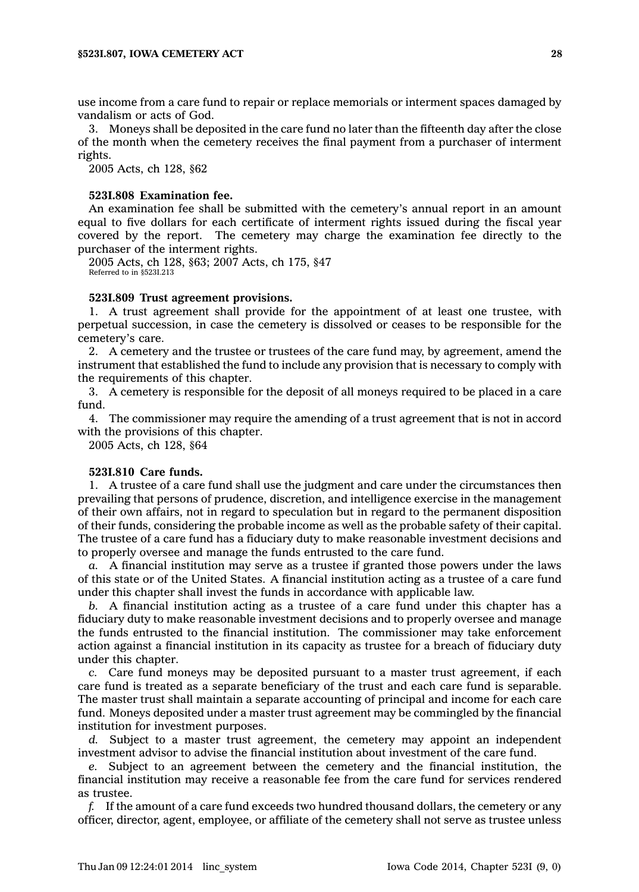use income from a care fund to repair or replace memorials or interment spaces damaged by vandalism or acts of God.

3. Moneys shall be deposited in the care fund no later than the fifteenth day after the close of the month when the cemetery receives the final payment from a purchaser of interment rights.

2005 Acts, ch 128, §62

**523I.808 Examination fee.**

An examination fee shall be submitted with the cemetery's annual report in an amount equal to five dollars for each certificate of interment rights issued during the fiscal year covered by the report. The cemetery may charge the examination fee directly to the purchaser of the interment rights.

2005 Acts, ch 128, §63; 2007 Acts, ch 175, §47

Referred to in §523I.213

**523I.809 Trust agreement provisions.**

1. A trust agreement shall provide for the appointment of at least one trustee, with perpetual succession, in case the cemetery is dissolved or ceases to be responsible for the cemetery's care.

2. A cemetery and the trustee or trustees of the care fund may, by agreement, amend the instrument that established the fund to include any provision that is necessary to comply with the requirements of this chapter.

3. A cemetery is responsible for the deposit of all moneys required to be placed in a care fund.

4. The commissioner may require the amending of a trust agreement that is not in accord with the provisions of this chapter.

2005 Acts, ch 128, §64

**523I.810 Care funds.**

1. A trustee of a care fund shall use the judgment and care under the circumstances then prevailing that persons of prudence, discretion, and intelligence exercise in the management of their own affairs, not in regard to speculation but in regard to the permanent disposition of their funds, considering the probable income as well as the probable safety of their capital. The trustee of a care fund has a fiduciary duty to make reasonable investment decisions and to properly oversee and manage the funds entrusted to the care fund.

*a.* A financial institution may serve as a trustee if granted those powers under the laws of this state or of the United States. A financial institution acting as a trustee of a care fund under this chapter shall invest the funds in accordance with applicable law.

*b.* A financial institution acting as a trustee of a care fund under this chapter has a fiduciary duty to make reasonable investment decisions and to properly oversee and manage the funds entrusted to the financial institution. The commissioner may take enforcement action against a financial institution in its capacity as trustee for a breach of fiduciary duty under this chapter.

*c.* Care fund moneys may be deposited pursuant to a master trust agreement, if each care fund is treated as a separate beneficiary of the trust and each care fund is separable. The master trust shall maintain a separate accounting of principal and income for each care fund. Moneys deposited under a master trust agreement may be commingled by the financial institution for investment purposes.

*d.* Subject to a master trust agreement, the cemetery may appoint an independent investment advisor to advise the financial institution about investment of the care fund.

*e.* Subject to an agreement between the cemetery and the financial institution, the financial institution may receive a reasonable fee from the care fund for services rendered as trustee.

*f.* If the amount of a care fund exceeds two hundred thousand dollars, the cemetery or any officer, director, agent, employee, or affiliate of the cemetery shall not serve as trustee unless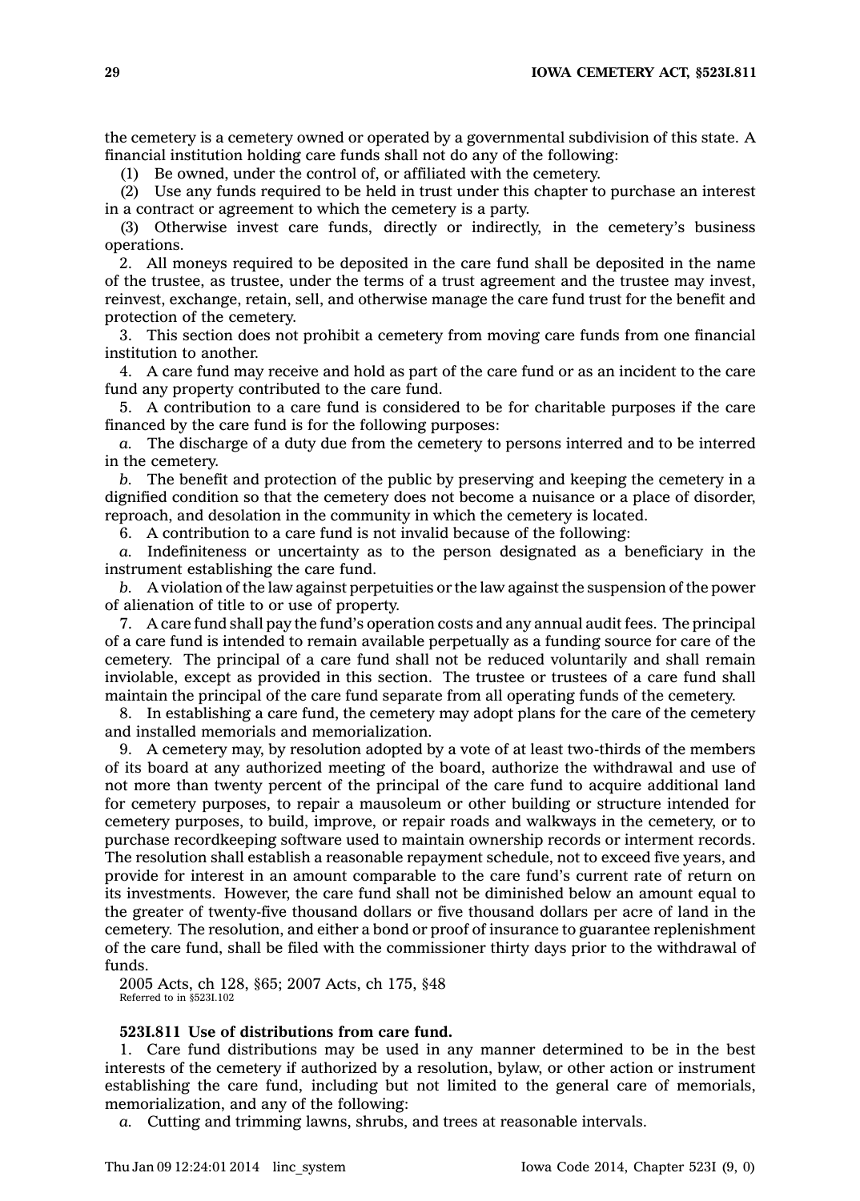the cemetery is a cemetery owned or operated by a governmental subdivision of this state. A financial institution holding care funds shall not do any of the following:

(1) Be owned, under the control of, or affiliated with the cemetery.

(2) Use any funds required to be held in trust under this chapter to purchase an interest in a contract or agreement to which the cemetery is a party.

(3) Otherwise invest care funds, directly or indirectly, in the cemetery's business operations.

2. All moneys required to be deposited in the care fund shall be deposited in the name of the trustee, as trustee, under the terms of a trust agreement and the trustee may invest, reinvest, exchange, retain, sell, and otherwise manage the care fund trust for the benefit and protection of the cemetery.

3. This section does not prohibit a cemetery from moving care funds from one financial institution to another.

4. A care fund may receive and hold as part of the care fund or as an incident to the care fund any property contributed to the care fund.

5. A contribution to a care fund is considered to be for charitable purposes if the care financed by the care fund is for the following purposes:

*a.* The discharge of a duty due from the cemetery to persons interred and to be interred in the cemetery.

*b.* The benefit and protection of the public by preserving and keeping the cemetery in a dignified condition so that the cemetery does not become a nuisance or a place of disorder, reproach, and desolation in the community in which the cemetery is located.

6. A contribution to a care fund is not invalid because of the following:

*a.* Indefiniteness or uncertainty as to the person designated as a beneficiary in the instrument establishing the care fund.

*b.* A violation of the law against perpetuities or the law against the suspension of the power of alienation of title to or use of property.

7. A care fund shall pay the fund's operation costs and any annual audit fees. The principal of a care fund is intended to remain available perpetually as a funding source for care of the cemetery. The principal of a care fund shall not be reduced voluntarily and shall remain inviolable, except as provided in this section. The trustee or trustees of a care fund shall maintain the principal of the care fund separate from all operating funds of the cemetery.

8. In establishing a care fund, the cemetery may adopt plans for the care of the cemetery and installed memorials and memorialization.

9. A cemetery may, by resolution adopted by a vote of at least two-thirds of the members of its board at any authorized meeting of the board, authorize the withdrawal and use of not more than twenty percent of the principal of the care fund to acquire additional land for cemetery purposes, to repair a mausoleum or other building or structure intended for cemetery purposes, to build, improve, or repair roads and walkways in the cemetery, or to purchase recordkeeping software used to maintain ownership records or interment records. The resolution shall establish a reasonable repayment schedule, not to exceed five years, and provide for interest in an amount comparable to the care fund's current rate of return on its investments. However, the care fund shall not be diminished below an amount equal to the greater of twenty-five thousand dollars or five thousand dollars per acre of land in the cemetery. The resolution, and either a bond or proof of insurance to guarantee replenishment of the care fund, shall be filed with the commissioner thirty days prior to the withdrawal of funds.

2005 Acts, ch 128, §65; 2007 Acts, ch 175, §48
Referred to in §523I.102

**523I.811 Use of distributions from care fund.**

1. Care fund distributions may be used in any manner determined to be in the best interests of the cemetery if authorized by a resolution, bylaw, or other action or instrument establishing the care fund, including but not limited to the general care of memorials, memorialization, and any of the following:

*a.* Cutting and trimming lawns, shrubs, and trees at reasonable intervals.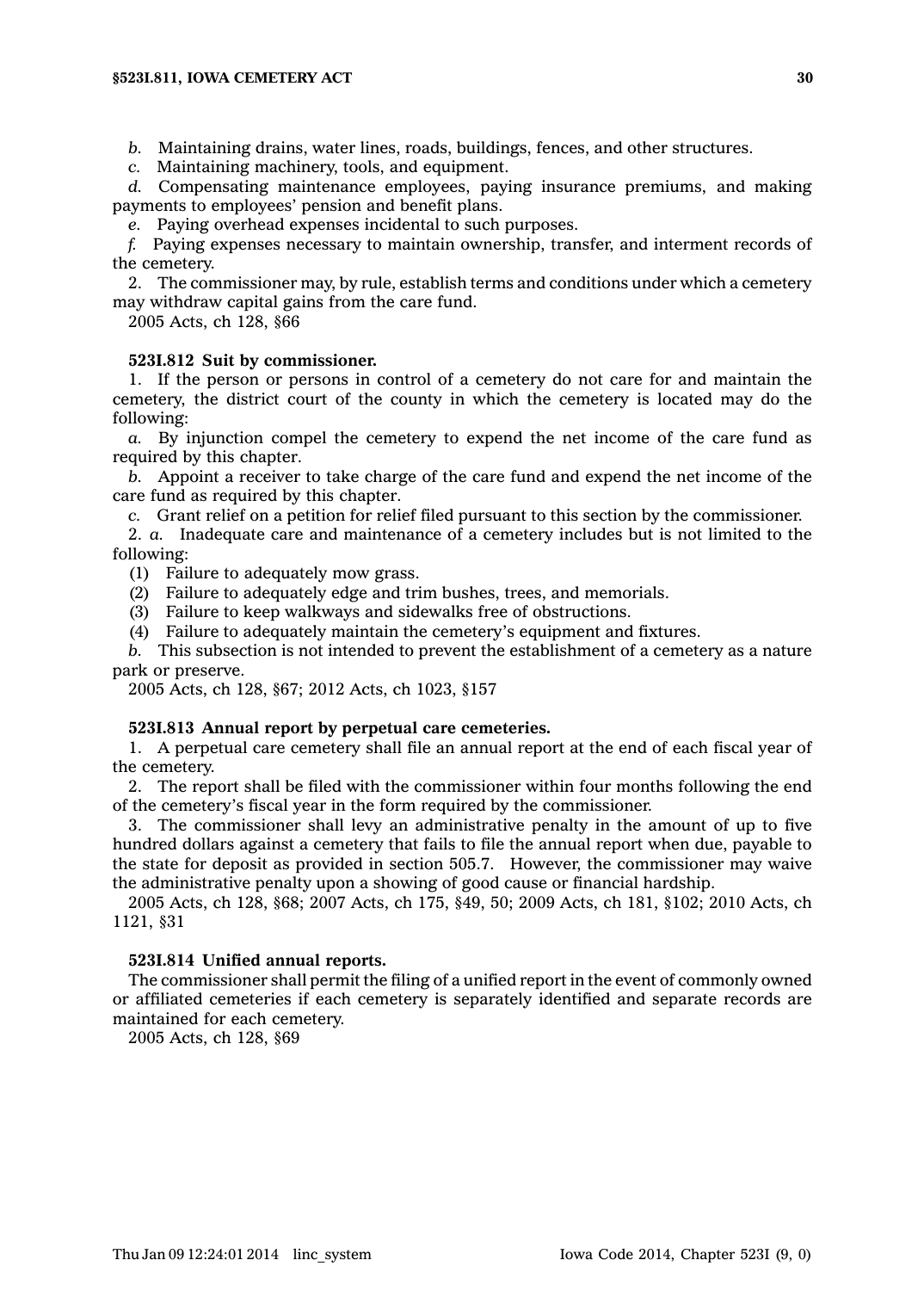*b.* Maintaining drains, water lines, roads, buildings, fences, and other structures.

*c.* Maintaining machinery, tools, and equipment.

*d.* Compensating maintenance employees, paying insurance premiums, and making payments to employees' pension and benefit plans.

*e.* Paying overhead expenses incidental to such purposes.

*f.* Paying expenses necessary to maintain ownership, transfer, and interment records of the cemetery.

2. The commissioner may, by rule, establish terms and conditions under which a cemetery may withdraw capital gains from the care fund.

2005 Acts, ch 128, §66

**523I.812 Suit by commissioner.**

1. If the person or persons in control of a cemetery do not care for and maintain the cemetery, the district court of the county in which the cemetery is located may do the following:

*a.* By injunction compel the cemetery to expend the net income of the care fund as required by this chapter.

*b.* Appoint a receiver to take charge of the care fund and expend the net income of the care fund as required by this chapter.

*c.* Grant relief on a petition for relief filed pursuant to this section by the commissioner.

2. *a.* Inadequate care and maintenance of a cemetery includes but is not limited to the following:

(1) Failure to adequately mow grass.

(2) Failure to adequately edge and trim bushes, trees, and memorials.

(3) Failure to keep walkways and sidewalks free of obstructions.

(4) Failure to adequately maintain the cemetery's equipment and fixtures.

*b.* This subsection is not intended to prevent the establishment of a cemetery as a nature park or preserve.

2005 Acts, ch 128, §67; 2012 Acts, ch 1023, §157

**523I.813 Annual report by perpetual care cemeteries.**

1. A perpetual care cemetery shall file an annual report at the end of each fiscal year of the cemetery.

2. The report shall be filed with the commissioner within four months following the end of the cemetery's fiscal year in the form required by the commissioner.

3. The commissioner shall levy an administrative penalty in the amount of up to five hundred dollars against a cemetery that fails to file the annual report when due, payable to the state for deposit as provided in section 505.7. However, the commissioner may waive the administrative penalty upon a showing of good cause or financial hardship.

2005 Acts, ch 128, §68; 2007 Acts, ch 175, §49, 50; 2009 Acts, ch 181, §102; 2010 Acts, ch 1121, §31

**523I.814 Unified annual reports.**

The commissioner shall permit the filing of a unified report in the event of commonly owned or affiliated cemeteries if each cemetery is separately identified and separate records are maintained for each cemetery.

2005 Acts, ch 128, §69